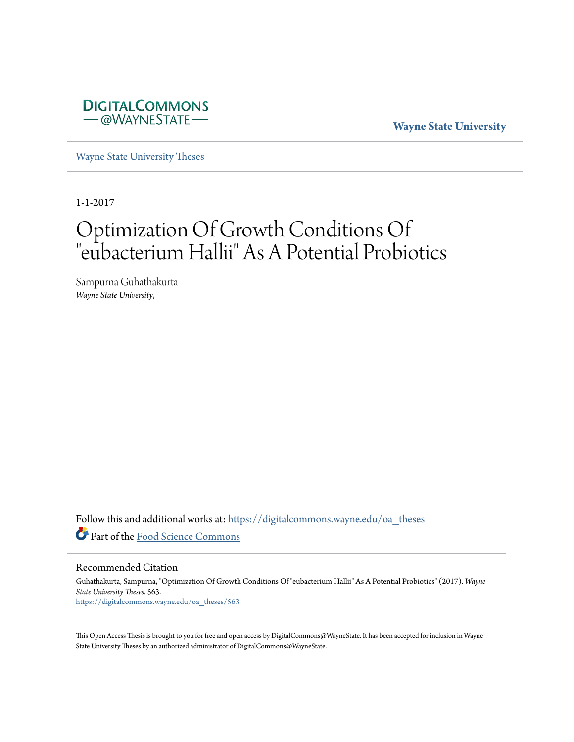DIGITALCOMMONS
— @WAYNESTATE —

**Wayne State University**

Wayne State University Theses

1-1-2017

# Optimization Of Growth Conditions Of "eubacterium Hallii" As A Potential Probiotics

Sampurna Guhathakurta
*Wayne State University,*

Follow this and additional works at: https://digitalcommons.wayne.edu/oa_theses

Part of the Food Science Commons

## Recommended Citation

Guhathakurta, Sampurna, "Optimization Of Growth Conditions Of "eubacterium Hallii" As A Potential Probiotics" (2017). *Wayne State University Theses*. 563.
https://digitalcommons.wayne.edu/oa_theses/563

This Open Access Thesis is brought to you for free and open access by DigitalCommons@WayneState. It has been accepted for inclusion in Wayne State University Theses by an authorized administrator of DigitalCommons@WayneState.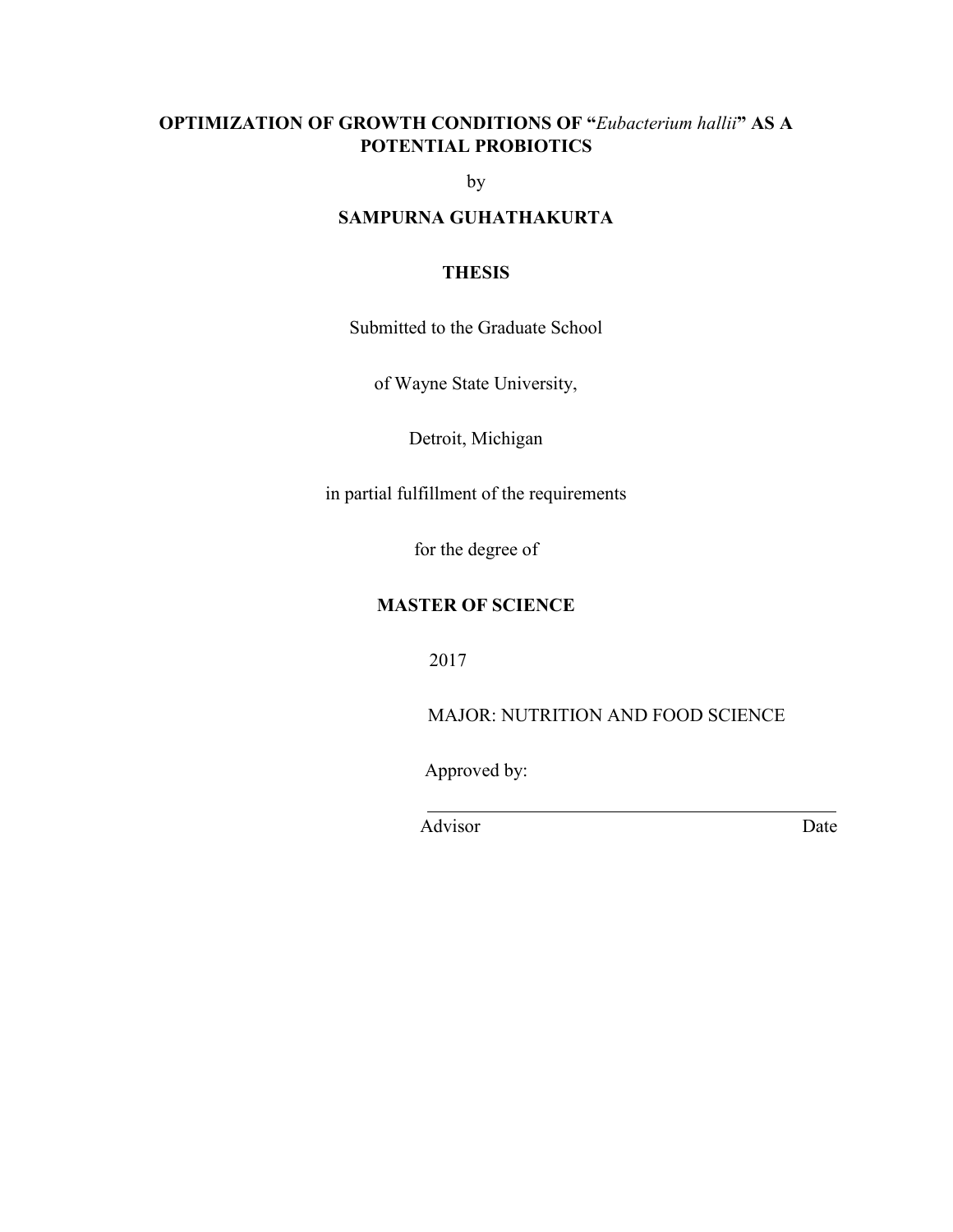# OPTIMIZATION OF GROWTH CONDITIONS OF "*Eubacterium hallii*" AS A POTENTIAL PROBIOTICS

by

**SAMPURNA GUHATHAKURTA**

**THESIS**

Submitted to the Graduate School

of Wayne State University,

Detroit, Michigan

in partial fulfillment of the requirements

for the degree of

**MASTER OF SCIENCE**

2017

MAJOR: NUTRITION AND FOOD SCIENCE

Approved by:

Advisor Date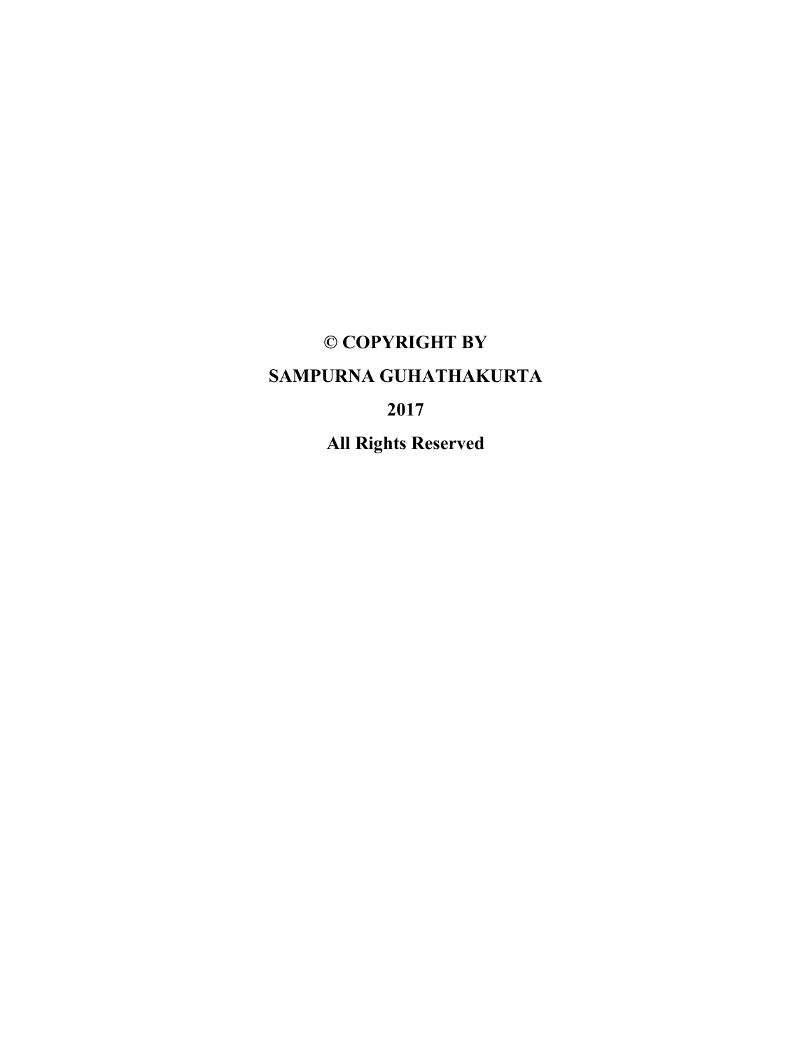**© COPYRIGHT BY**

**SAMPURNA GUHATHAKURTA**

**2017**

**All Rights Reserved**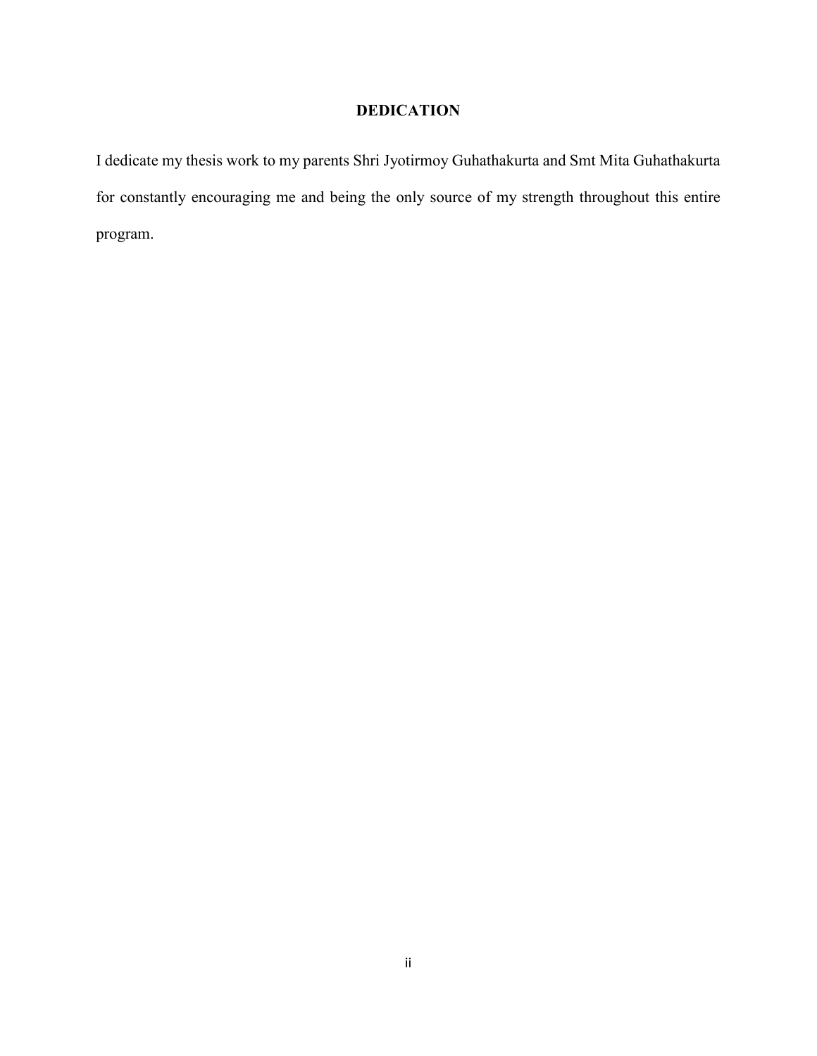# DEDICATION

I dedicate my thesis work to my parents Shri Jyotirmoy Guhathakurta and Smt Mita Guhathakurta for constantly encouraging me and being the only source of my strength throughout this entire program.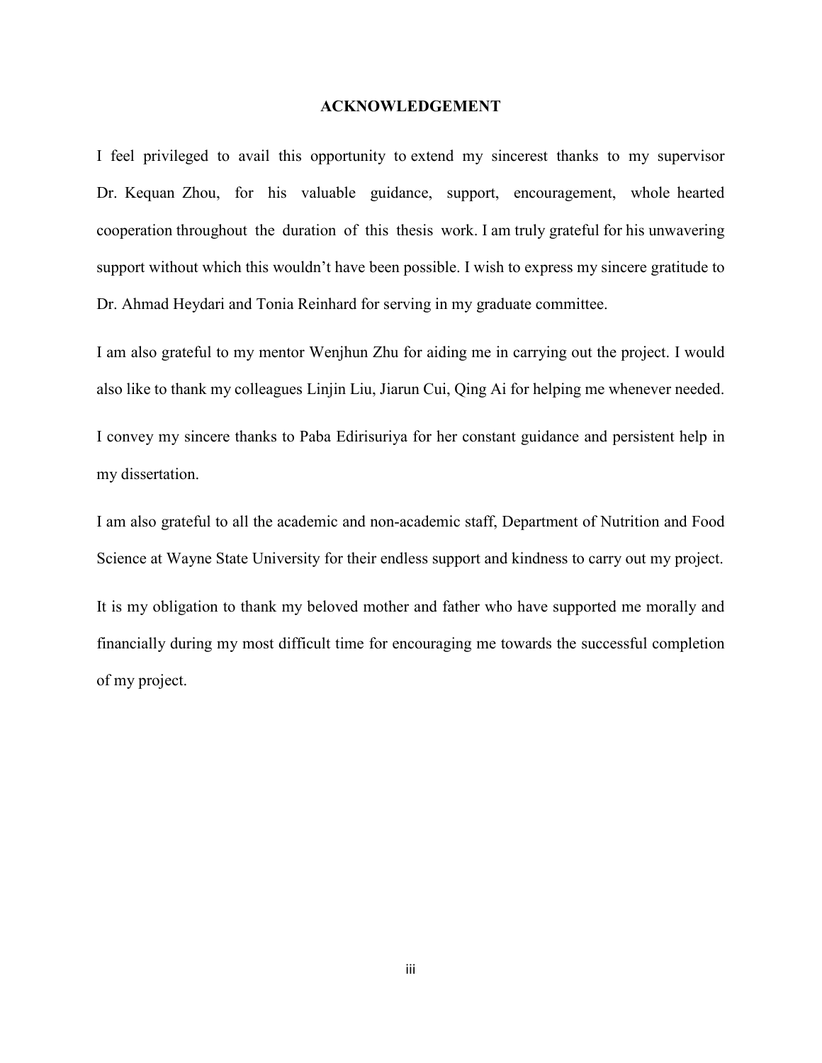# ACKNOWLEDGEMENT

I feel privileged to avail this opportunity to extend my sincerest thanks to my supervisor Dr. Kequan Zhou, for his valuable guidance, support, encouragement, whole hearted cooperation throughout the duration of this thesis work. I am truly grateful for his unwavering support without which this wouldn't have been possible. I wish to express my sincere gratitude to Dr. Ahmad Heydari and Tonia Reinhard for serving in my graduate committee.

I am also grateful to my mentor Wenjhun Zhu for aiding me in carrying out the project. I would also like to thank my colleagues Linjin Liu, Jiarun Cui, Qing Ai for helping me whenever needed.

I convey my sincere thanks to Paba Edirisuriya for her constant guidance and persistent help in my dissertation.

I am also grateful to all the academic and non-academic staff, Department of Nutrition and Food Science at Wayne State University for their endless support and kindness to carry out my project.

It is my obligation to thank my beloved mother and father who have supported me morally and financially during my most difficult time for encouraging me towards the successful completion of my project.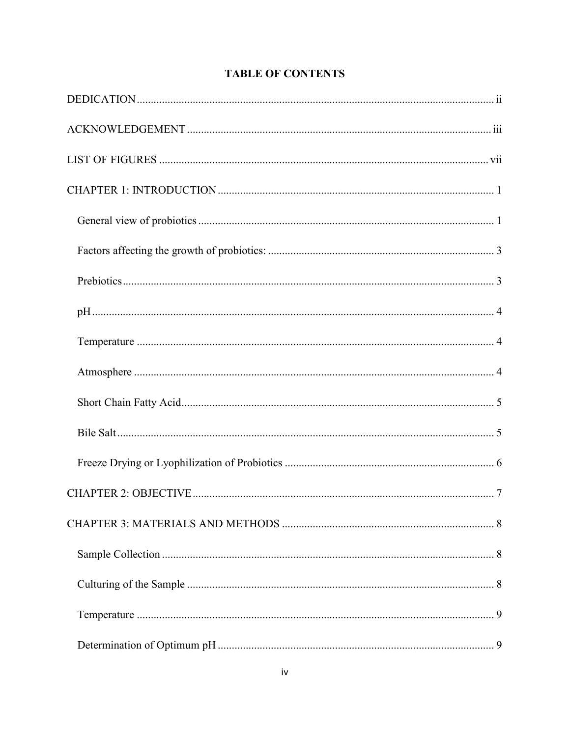# TABLE OF CONTENTS

DEDICATION ............................................................ ii

ACKNOWLEDGEMENT ............................................................ iii

LIST OF FIGURES ............................................................ vii

CHAPTER 1: INTRODUCTION ............................................................ 1

- General view of probiotics ............................................................ 1
- Factors affecting the growth of probiotics: ............................................................ 3
- Prebiotics ............................................................ 3
- pH ............................................................ 4
- Temperature ............................................................ 4
- Atmosphere ............................................................ 4
- Short Chain Fatty Acid ............................................................ 5
- Bile Salt ............................................................ 5
- Freeze Drying or Lyophilization of Probiotics ............................................................ 6

CHAPTER 2: OBJECTIVE ............................................................ 7

CHAPTER 3: MATERIALS AND METHODS ............................................................ 8

- Sample Collection ............................................................ 8
- Culturing of the Sample ............................................................ 8
- Temperature ............................................................ 9
- Determination of Optimum pH ............................................................ 9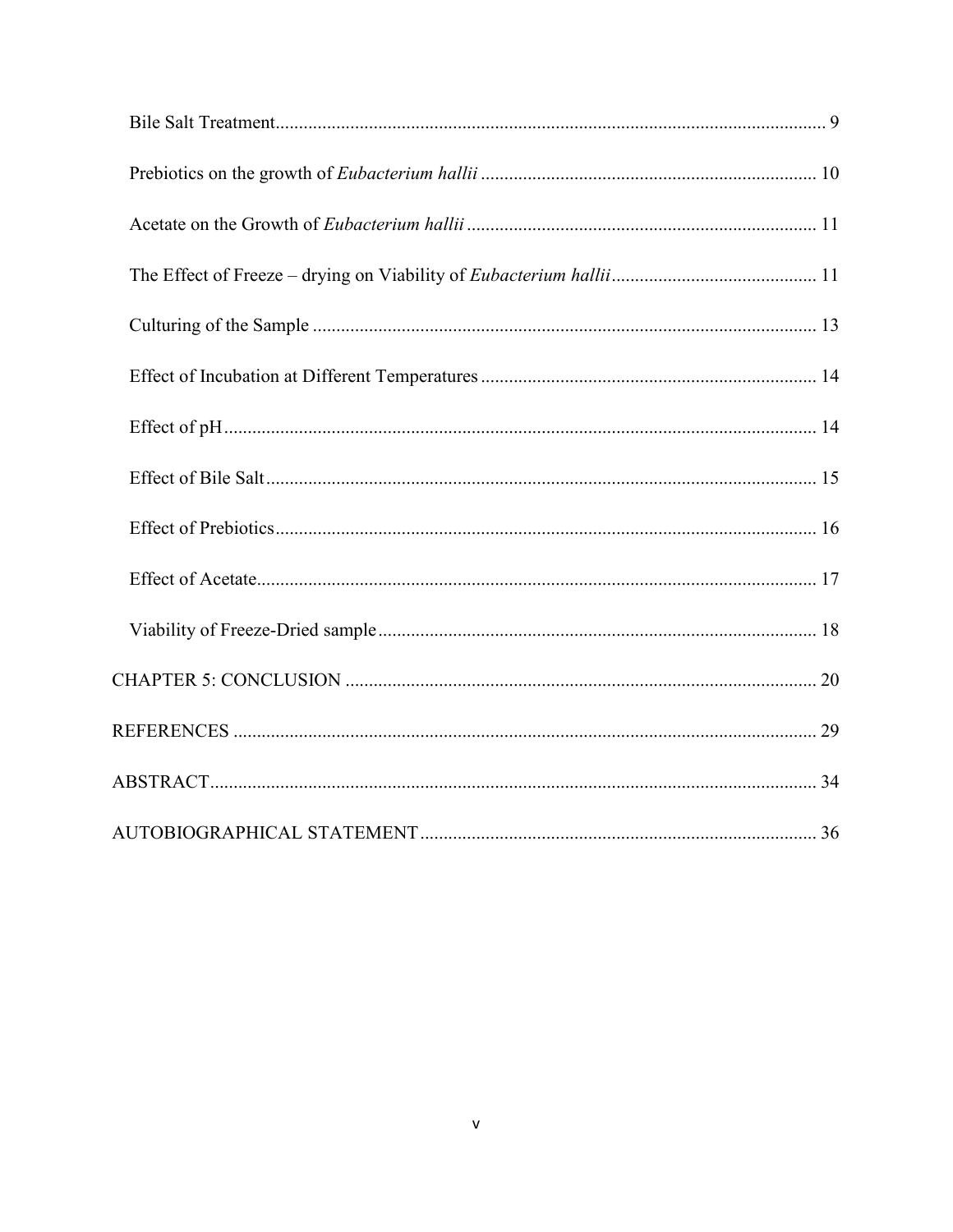Bile Salt Treatment .................................................. 9

Prebiotics on the growth of *Eubacterium hallii* .................................................. 10

Acetate on the Growth of *Eubacterium hallii* .................................................. 11

The Effect of Freeze – drying on Viability of *Eubacterium hallii* .................................................. 11

Culturing of the Sample .................................................. 13

Effect of Incubation at Different Temperatures .................................................. 14

Effect of pH .................................................. 14

Effect of Bile Salt .................................................. 15

Effect of Prebiotics .................................................. 16

Effect of Acetate .................................................. 17

Viability of Freeze-Dried sample .................................................. 18

CHAPTER 5: CONCLUSION .................................................. 20

REFERENCES .................................................. 29

ABSTRACT .................................................. 34

AUTOBIOGRAPHICAL STATEMENT .................................................. 36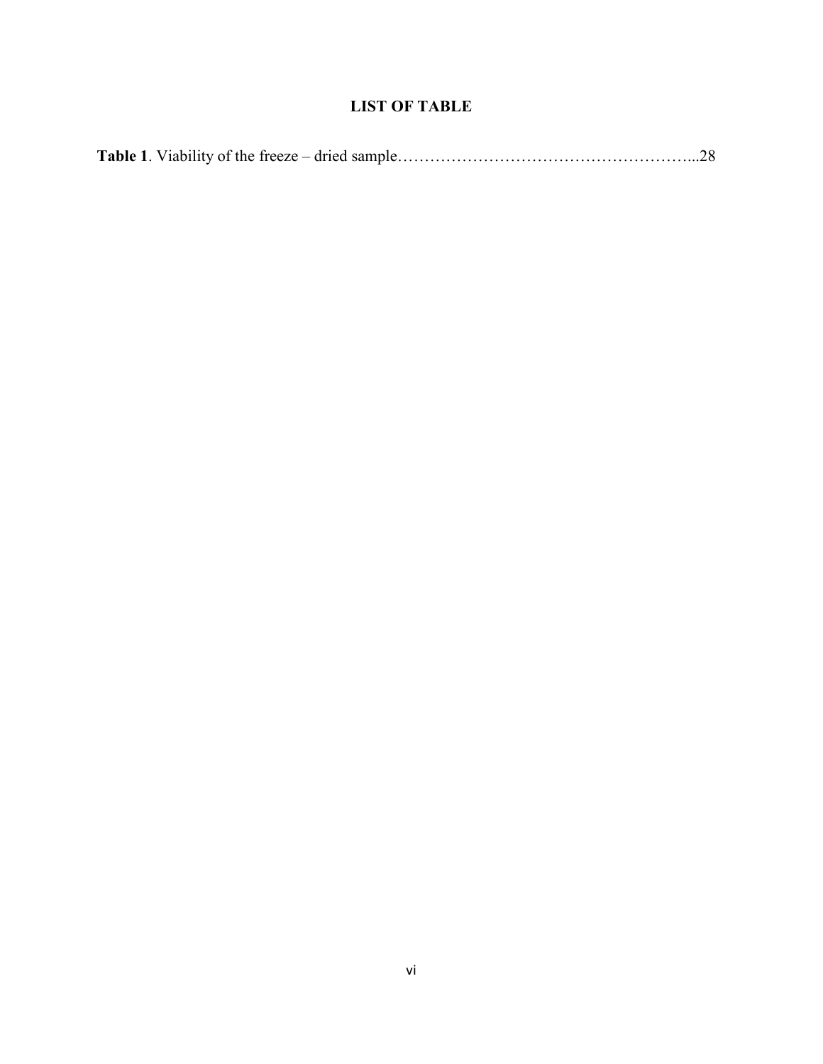# LIST OF TABLE

**Table 1**. Viability of the freeze – dried sample………………………………………………...28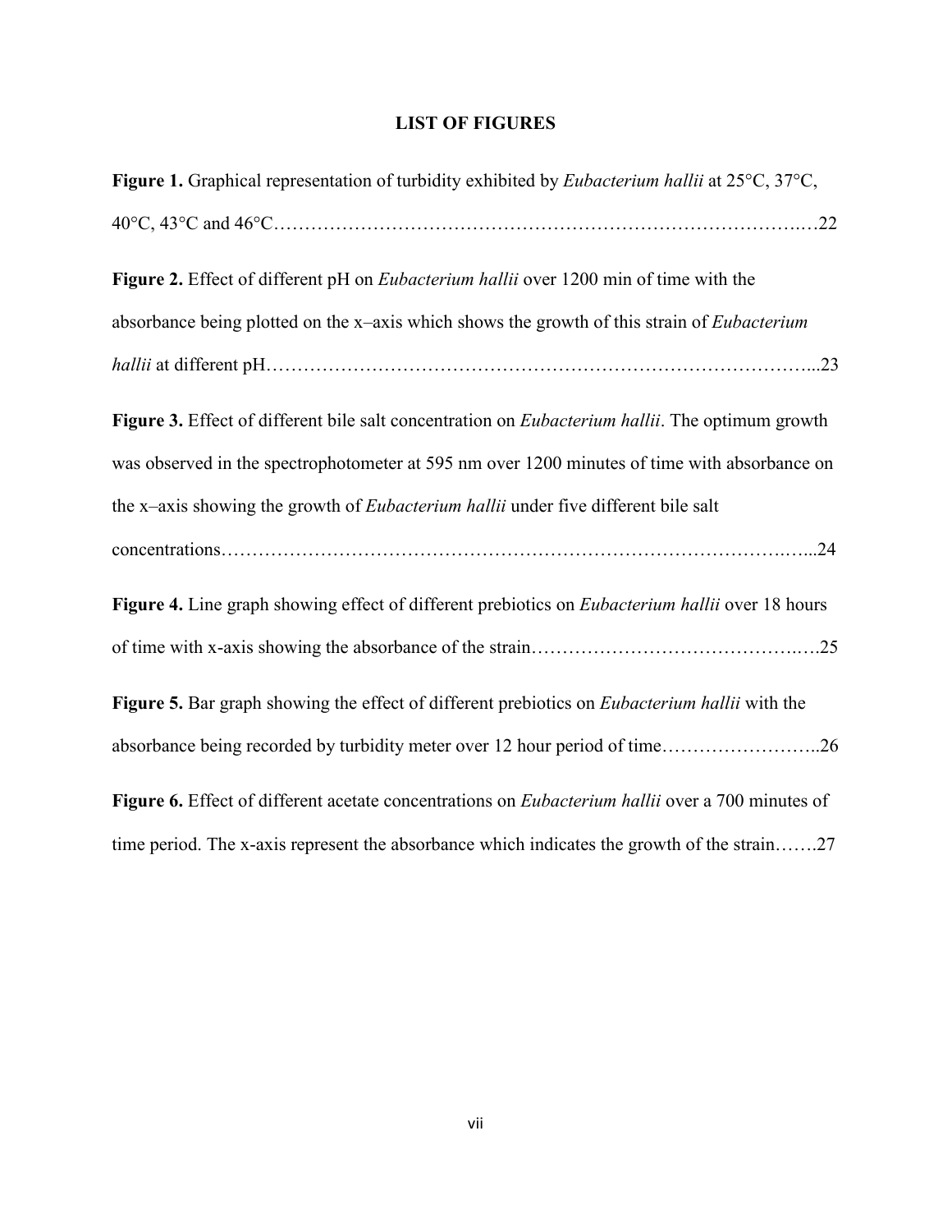# LIST OF FIGURES

**Figure 1.** Graphical representation of turbidity exhibited by *Eubacterium hallii* at 25°C, 37°C, 40°C, 43°C and 46°C…………………………………………………………………………….…22

**Figure 2.** Effect of different pH on *Eubacterium hallii* over 1200 min of time with the absorbance being plotted on the x–axis which shows the growth of this strain of *Eubacterium hallii* at different pH……………………………………………………………………………...23

**Figure 3.** Effect of different bile salt concentration on *Eubacterium hallii*. The optimum growth was observed in the spectrophotometer at 595 nm over 1200 minutes of time with absorbance on the x–axis showing the growth of *Eubacterium hallii* under five different bile salt concentrations………………………………………………………………………….…...24

**Figure 4.** Line graph showing effect of different prebiotics on *Eubacterium hallii* over 18 hours of time with x-axis showing the absorbance of the strain……………………………………….….25

**Figure 5.** Bar graph showing the effect of different prebiotics on *Eubacterium hallii* with the absorbance being recorded by turbidity meter over 12 hour period of time……………………..26

**Figure 6.** Effect of different acetate concentrations on *Eubacterium hallii* over a 700 minutes of time period. The x-axis represent the absorbance which indicates the growth of the strain…….27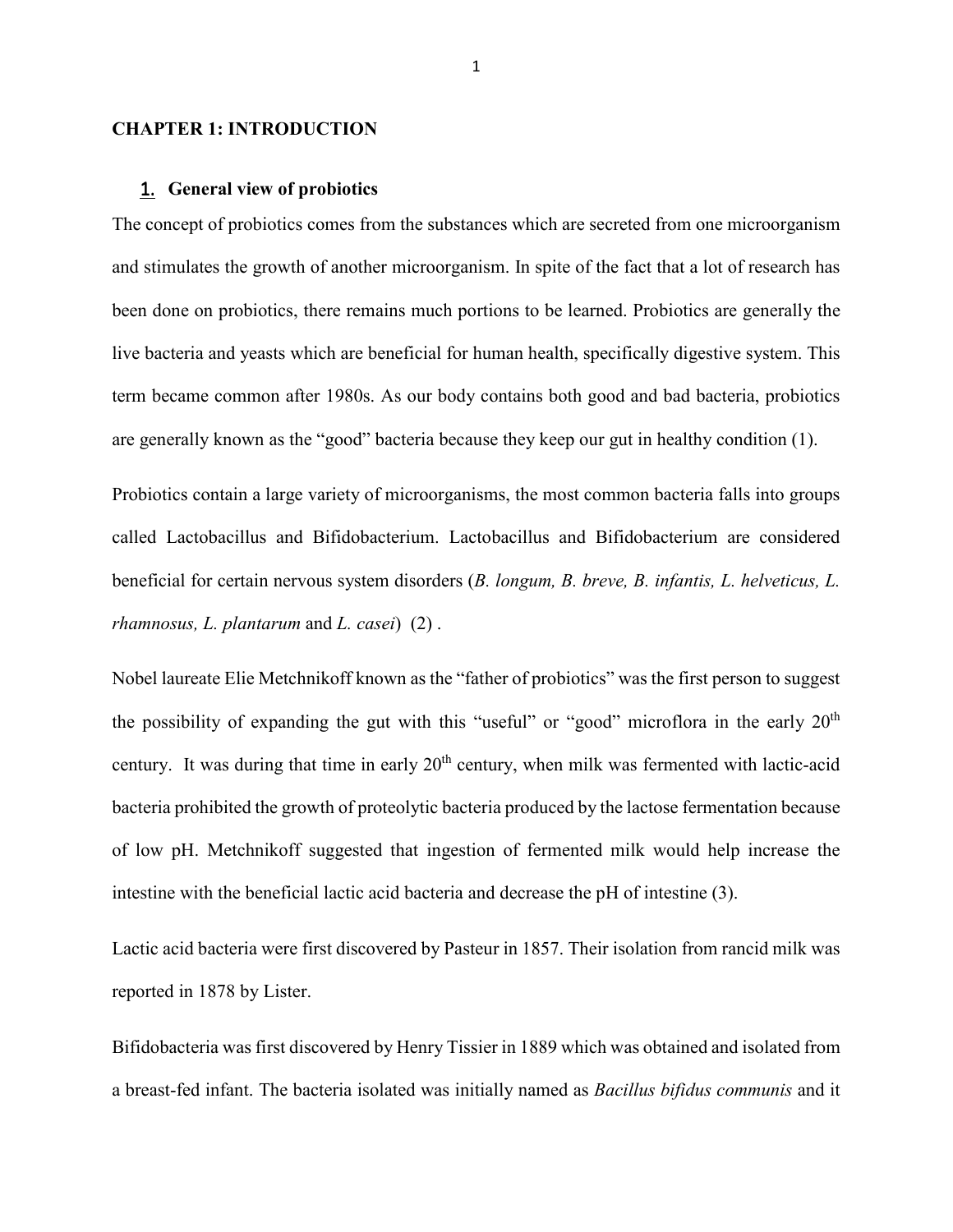# CHAPTER 1: INTRODUCTION

## 1. General view of probiotics

The concept of probiotics comes from the substances which are secreted from one microorganism and stimulates the growth of another microorganism. In spite of the fact that a lot of research has been done on probiotics, there remains much portions to be learned. Probiotics are generally the live bacteria and yeasts which are beneficial for human health, specifically digestive system. This term became common after 1980s. As our body contains both good and bad bacteria, probiotics are generally known as the "good" bacteria because they keep our gut in healthy condition (1).

Probiotics contain a large variety of microorganisms, the most common bacteria falls into groups called Lactobacillus and Bifidobacterium. Lactobacillus and Bifidobacterium are considered beneficial for certain nervous system disorders (*B. longum, B. breve, B. infantis, L. helveticus, L. rhamnosus, L. plantarum* and *L. casei*) (2) .

Nobel laureate Elie Metchnikoff known as the "father of probiotics" was the first person to suggest the possibility of expanding the gut with this "useful" or "good" microflora in the early 20th century. It was during that time in early 20th century, when milk was fermented with lactic-acid bacteria prohibited the growth of proteolytic bacteria produced by the lactose fermentation because of low pH. Metchnikoff suggested that ingestion of fermented milk would help increase the intestine with the beneficial lactic acid bacteria and decrease the pH of intestine (3).

Lactic acid bacteria were first discovered by Pasteur in 1857. Their isolation from rancid milk was reported in 1878 by Lister.

Bifidobacteria was first discovered by Henry Tissier in 1889 which was obtained and isolated from a breast-fed infant. The bacteria isolated was initially named as *Bacillus bifidus communis* and it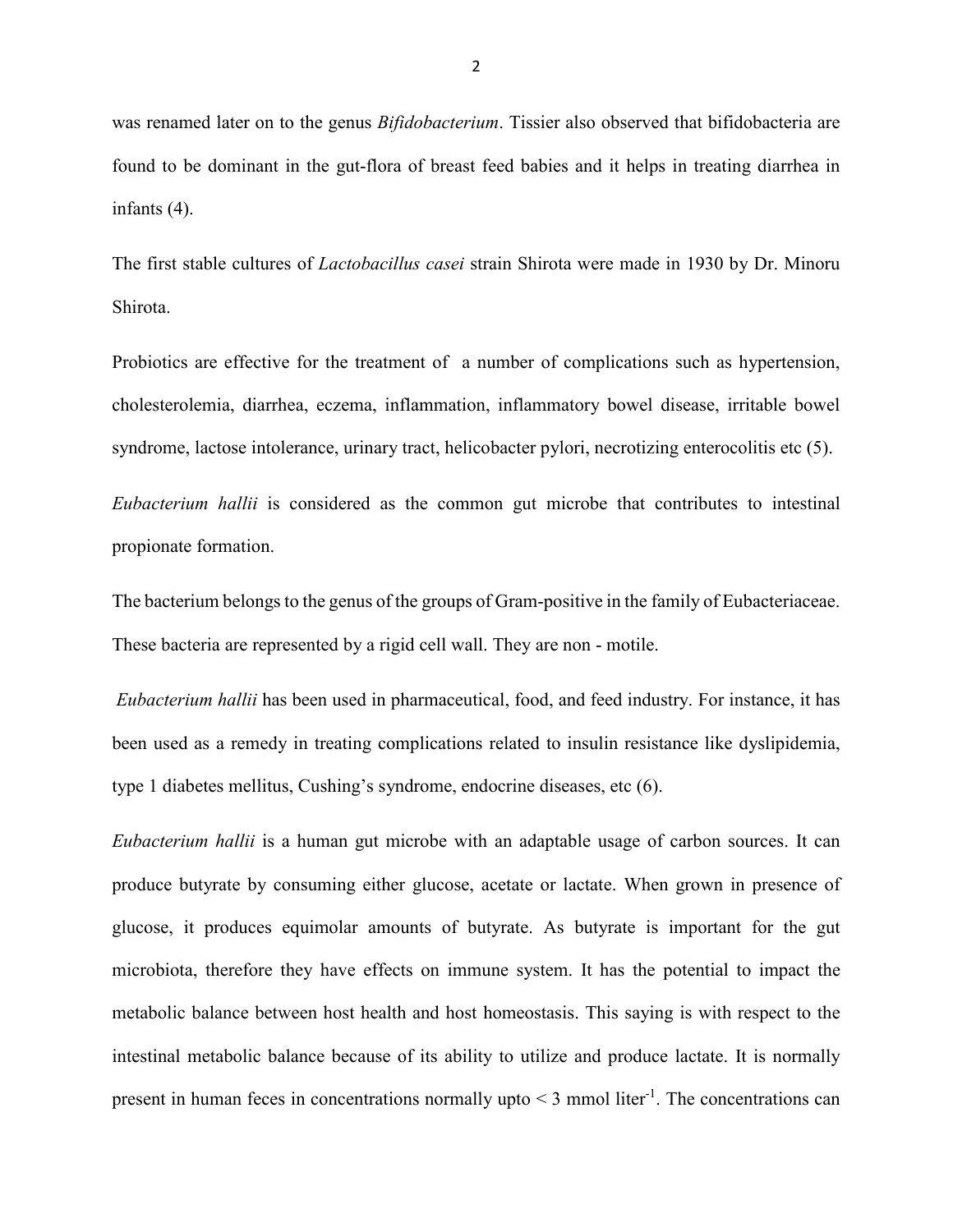was renamed later on to the genus *Bifidobacterium*. Tissier also observed that bifidobacteria are found to be dominant in the gut-flora of breast feed babies and it helps in treating diarrhea in infants (4).

The first stable cultures of *Lactobacillus casei* strain Shirota were made in 1930 by Dr. Minoru Shirota.

Probiotics are effective for the treatment of  a number of complications such as hypertension, cholesterolemia, diarrhea, eczema, inflammation, inflammatory bowel disease, irritable bowel syndrome, lactose intolerance, urinary tract, helicobacter pylori, necrotizing enterocolitis etc (5).

*Eubacterium hallii* is considered as the common gut microbe that contributes to intestinal propionate formation.

The bacterium belongs to the genus of the groups of Gram-positive in the family of Eubacteriaceae. These bacteria are represented by a rigid cell wall. They are non - motile.

*Eubacterium hallii* has been used in pharmaceutical, food, and feed industry. For instance, it has been used as a remedy in treating complications related to insulin resistance like dyslipidemia, type 1 diabetes mellitus, Cushing's syndrome, endocrine diseases, etc (6).

*Eubacterium hallii* is a human gut microbe with an adaptable usage of carbon sources. It can produce butyrate by consuming either glucose, acetate or lactate. When grown in presence of glucose, it produces equimolar amounts of butyrate. As butyrate is important for the gut microbiota, therefore they have effects on immune system. It has the potential to impact the metabolic balance between host health and host homeostasis. This saying is with respect to the intestinal metabolic balance because of its ability to utilize and produce lactate. It is normally present in human feces in concentrations normally upto < 3 mmol liter$^{-1}$. The concentrations can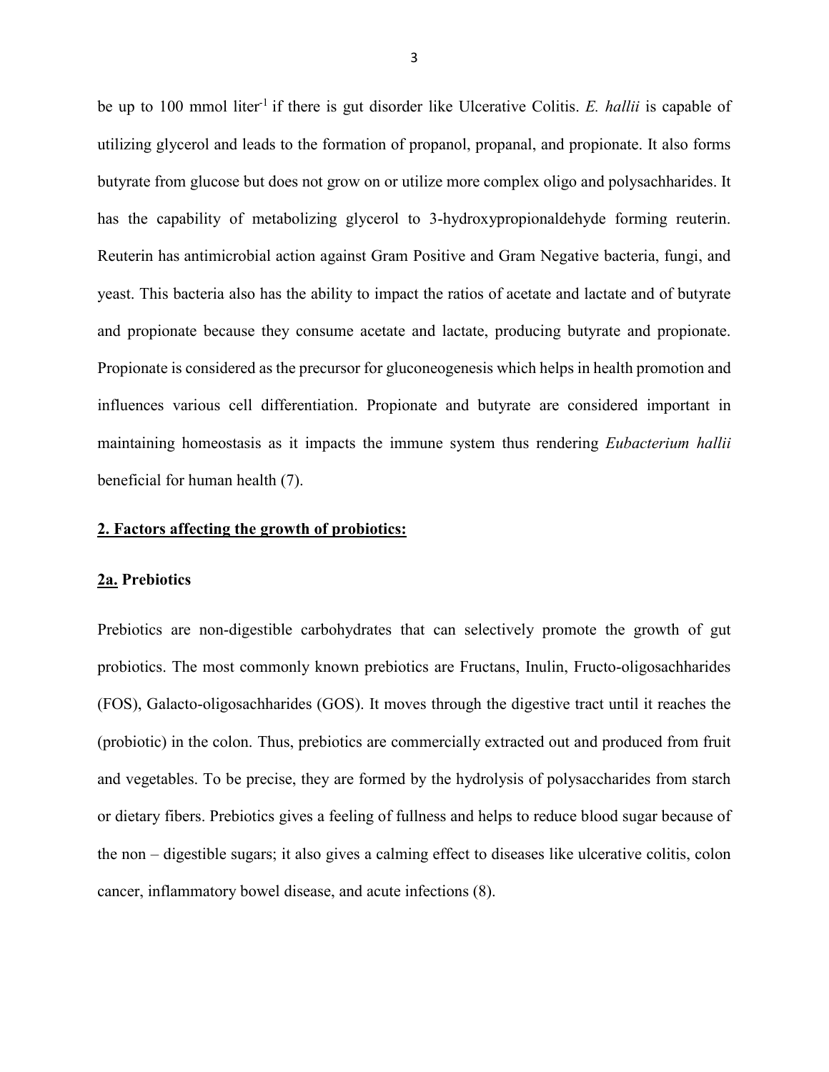be up to 100 mmol liter$^{-1}$ if there is gut disorder like Ulcerative Colitis. *E. hallii* is capable of utilizing glycerol and leads to the formation of propanol, propanal, and propionate. It also forms butyrate from glucose but does not grow on or utilize more complex oligo and polysachharides. It has the capability of metabolizing glycerol to 3-hydroxypropionaldehyde forming reuterin. Reuterin has antimicrobial action against Gram Positive and Gram Negative bacteria, fungi, and yeast. This bacteria also has the ability to impact the ratios of acetate and lactate and of butyrate and propionate because they consume acetate and lactate, producing butyrate and propionate. Propionate is considered as the precursor for gluconeogenesis which helps in health promotion and influences various cell differentiation. Propionate and butyrate are considered important in maintaining homeostasis as it impacts the immune system thus rendering *Eubacterium hallii* beneficial for human health (7).

## 2. Factors affecting the growth of probiotics:

### 2a. Prebiotics

Prebiotics are non-digestible carbohydrates that can selectively promote the growth of gut probiotics. The most commonly known prebiotics are Fructans, Inulin, Fructo-oligosachharides (FOS), Galacto-oligosachharides (GOS). It moves through the digestive tract until it reaches the (probiotic) in the colon. Thus, prebiotics are commercially extracted out and produced from fruit and vegetables. To be precise, they are formed by the hydrolysis of polysaccharides from starch or dietary fibers. Prebiotics gives a feeling of fullness and helps to reduce blood sugar because of the non – digestible sugars; it also gives a calming effect to diseases like ulcerative colitis, colon cancer, inflammatory bowel disease, and acute infections (8).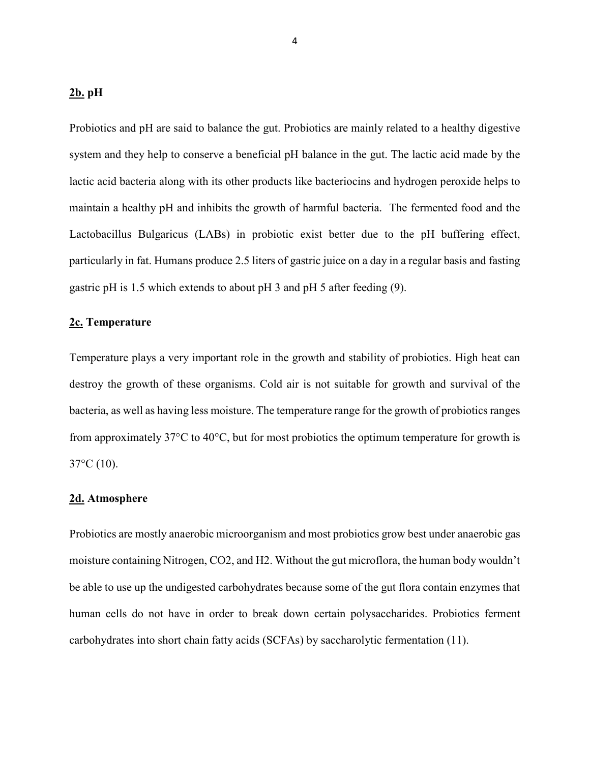### <u>2b.</u> pH

Probiotics and pH are said to balance the gut. Probiotics are mainly related to a healthy digestive system and they help to conserve a beneficial pH balance in the gut. The lactic acid made by the lactic acid bacteria along with its other products like bacteriocins and hydrogen peroxide helps to maintain a healthy pH and inhibits the growth of harmful bacteria. The fermented food and the Lactobacillus Bulgaricus (LABs) in probiotic exist better due to the pH buffering effect, particularly in fat. Humans produce 2.5 liters of gastric juice on a day in a regular basis and fasting gastric pH is 1.5 which extends to about pH 3 and pH 5 after feeding (9).

### <u>2c.</u> Temperature

Temperature plays a very important role in the growth and stability of probiotics. High heat can destroy the growth of these organisms. Cold air is not suitable for growth and survival of the bacteria, as well as having less moisture. The temperature range for the growth of probiotics ranges from approximately 37°C to 40°C, but for most probiotics the optimum temperature for growth is 37°C (10).

### <u>2d.</u> Atmosphere

Probiotics are mostly anaerobic microorganism and most probiotics grow best under anaerobic gas moisture containing Nitrogen, $CO_2$, and $H_2$. Without the gut microflora, the human body wouldn't be able to use up the undigested carbohydrates because some of the gut flora contain enzymes that human cells do not have in order to break down certain polysaccharides. Probiotics ferment carbohydrates into short chain fatty acids (SCFAs) by saccharolytic fermentation (11).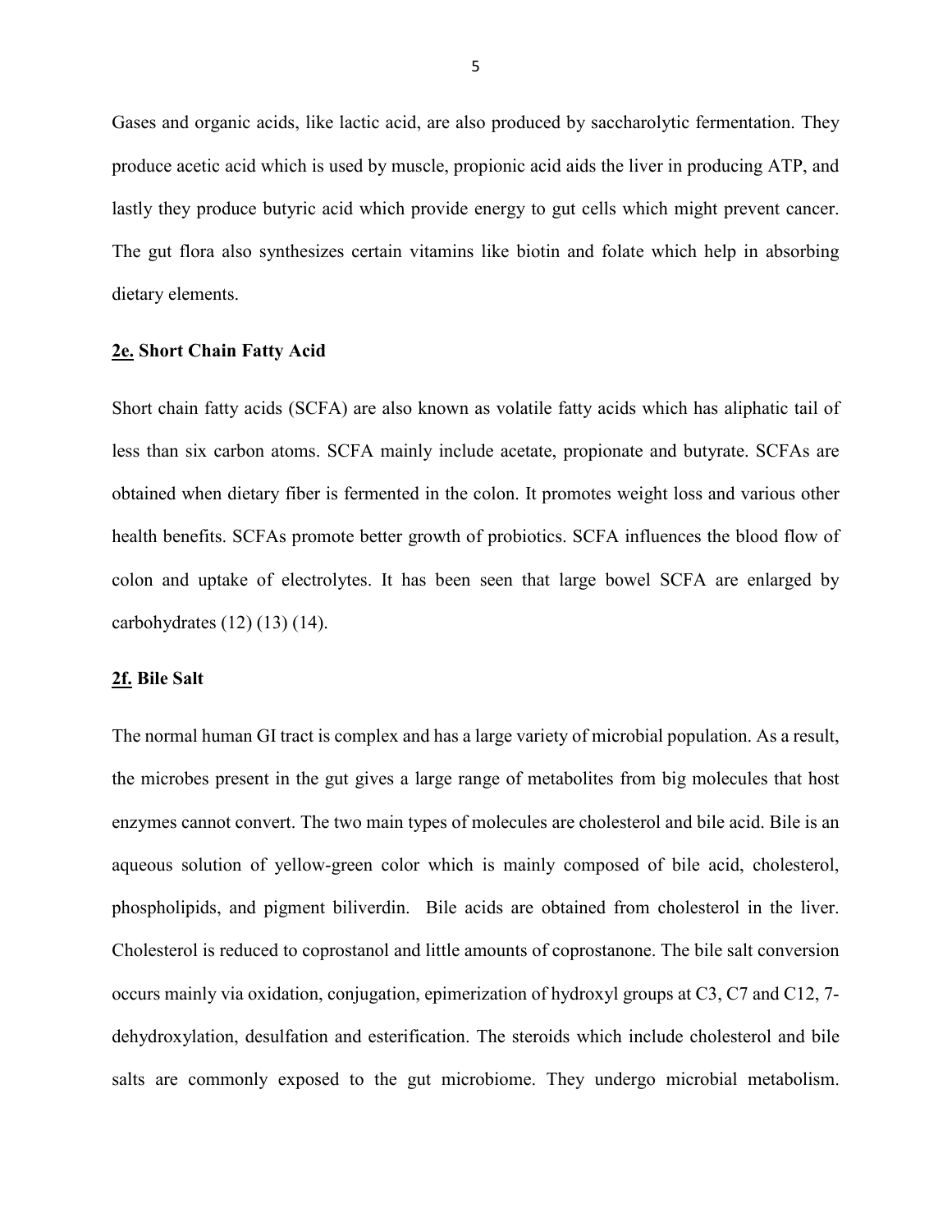Gases and organic acids, like lactic acid, are also produced by saccharolytic fermentation. They produce acetic acid which is used by muscle, propionic acid aids the liver in producing ATP, and lastly they produce butyric acid which provide energy to gut cells which might prevent cancer. The gut flora also synthesizes certain vitamins like biotin and folate which help in absorbing dietary elements.

### <u>2e.</u> Short Chain Fatty Acid

Short chain fatty acids (SCFA) are also known as volatile fatty acids which has aliphatic tail of less than six carbon atoms. SCFA mainly include acetate, propionate and butyrate. SCFAs are obtained when dietary fiber is fermented in the colon. It promotes weight loss and various other health benefits. SCFAs promote better growth of probiotics. SCFA influences the blood flow of colon and uptake of electrolytes. It has been seen that large bowel SCFA are enlarged by carbohydrates (12) (13) (14).

### <u>2f.</u> Bile Salt

The normal human GI tract is complex and has a large variety of microbial population. As a result, the microbes present in the gut gives a large range of metabolites from big molecules that host enzymes cannot convert. The two main types of molecules are cholesterol and bile acid. Bile is an aqueous solution of yellow-green color which is mainly composed of bile acid, cholesterol, phospholipids, and pigment biliverdin. Bile acids are obtained from cholesterol in the liver. Cholesterol is reduced to coprostanol and little amounts of coprostanone. The bile salt conversion occurs mainly via oxidation, conjugation, epimerization of hydroxyl groups at C3, C7 and C12, 7-dehydroxylation, desulfation and esterification. The steroids which include cholesterol and bile salts are commonly exposed to the gut microbiome. They undergo microbial metabolism.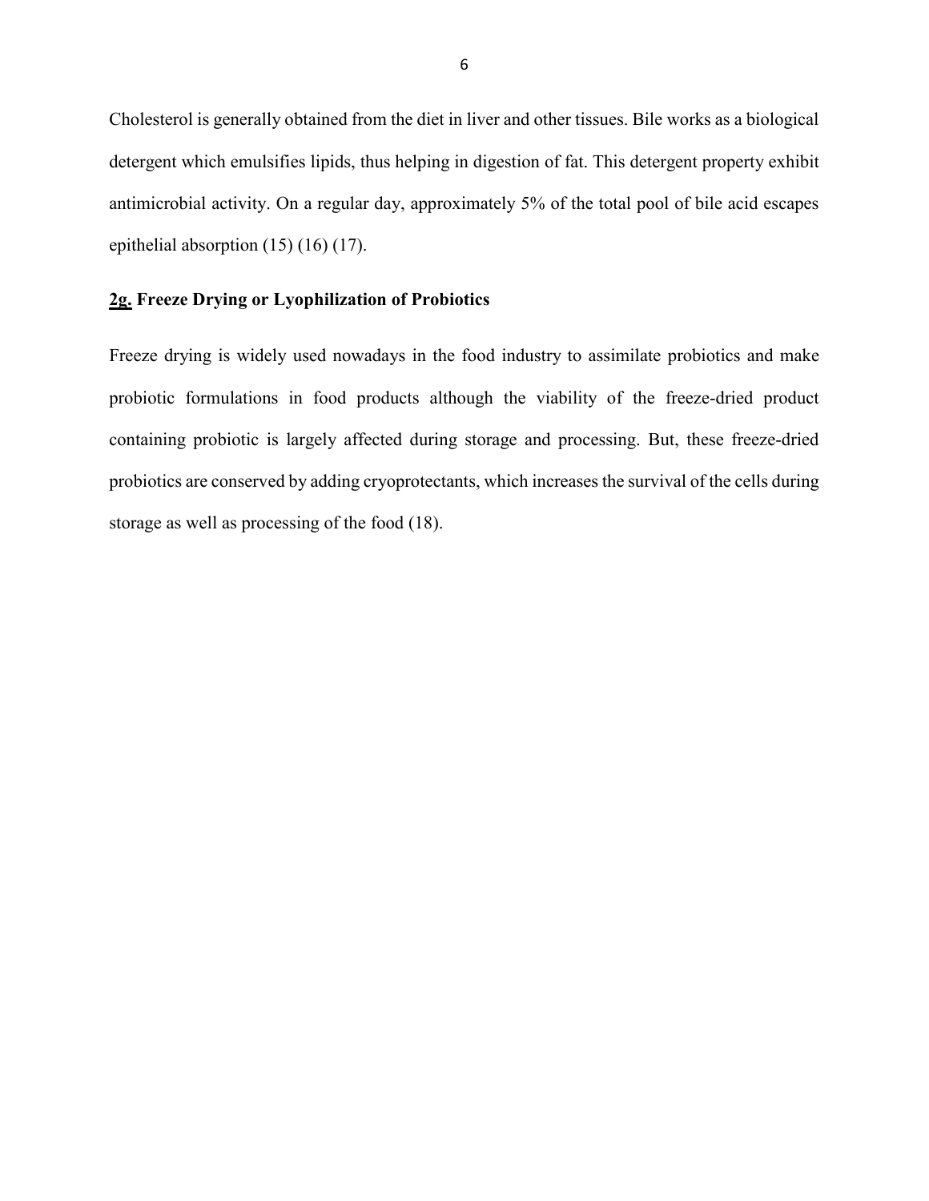Cholesterol is generally obtained from the diet in liver and other tissues. Bile works as a biological detergent which emulsifies lipids, thus helping in digestion of fat. This detergent property exhibit antimicrobial activity. On a regular day, approximately 5% of the total pool of bile acid escapes epithelial absorption (15) (16) (17).

## 2g. Freeze Drying or Lyophilization of Probiotics

Freeze drying is widely used nowadays in the food industry to assimilate probiotics and make probiotic formulations in food products although the viability of the freeze-dried product containing probiotic is largely affected during storage and processing. But, these freeze-dried probiotics are conserved by adding cryoprotectants, which increases the survival of the cells during storage as well as processing of the food (18).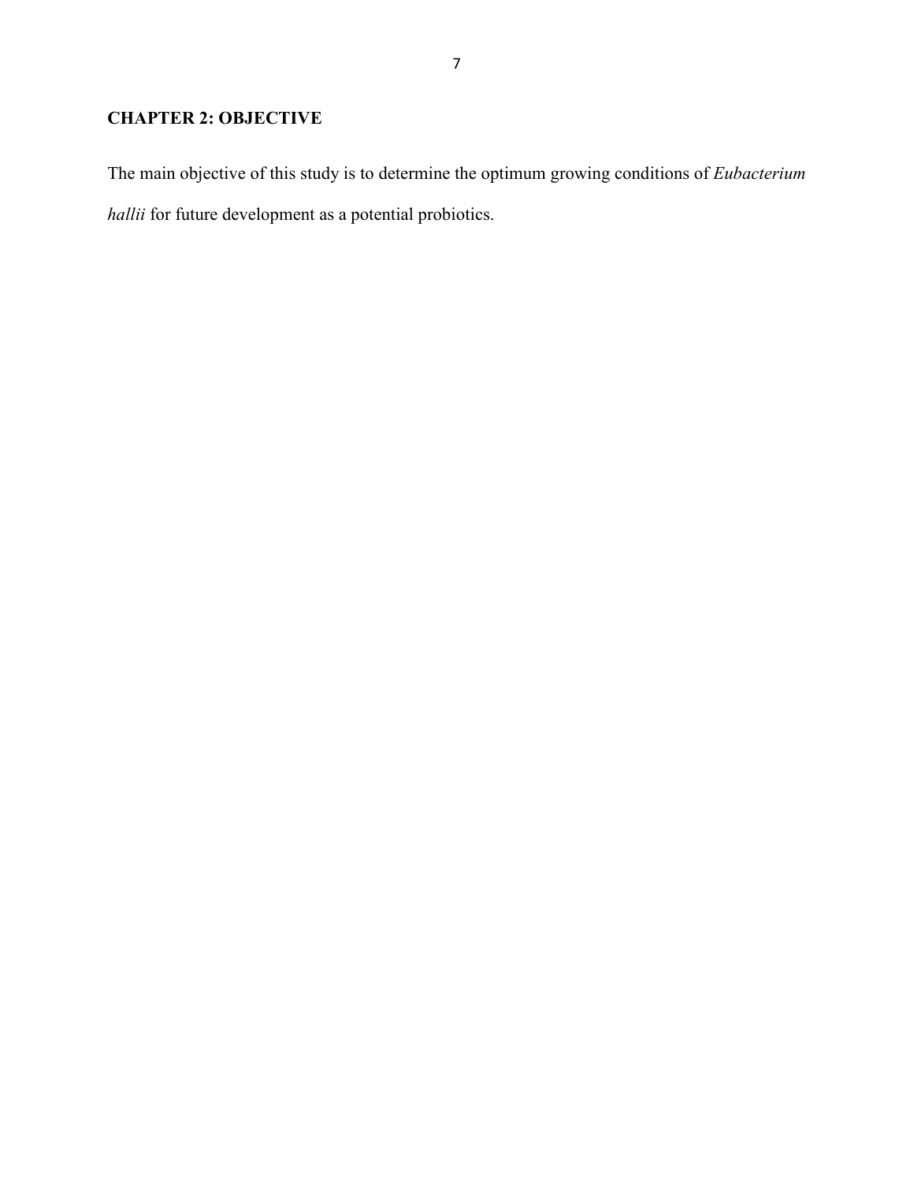## CHAPTER 2: OBJECTIVE

The main objective of this study is to determine the optimum growing conditions of *Eubacterium hallii* for future development as a potential probiotics.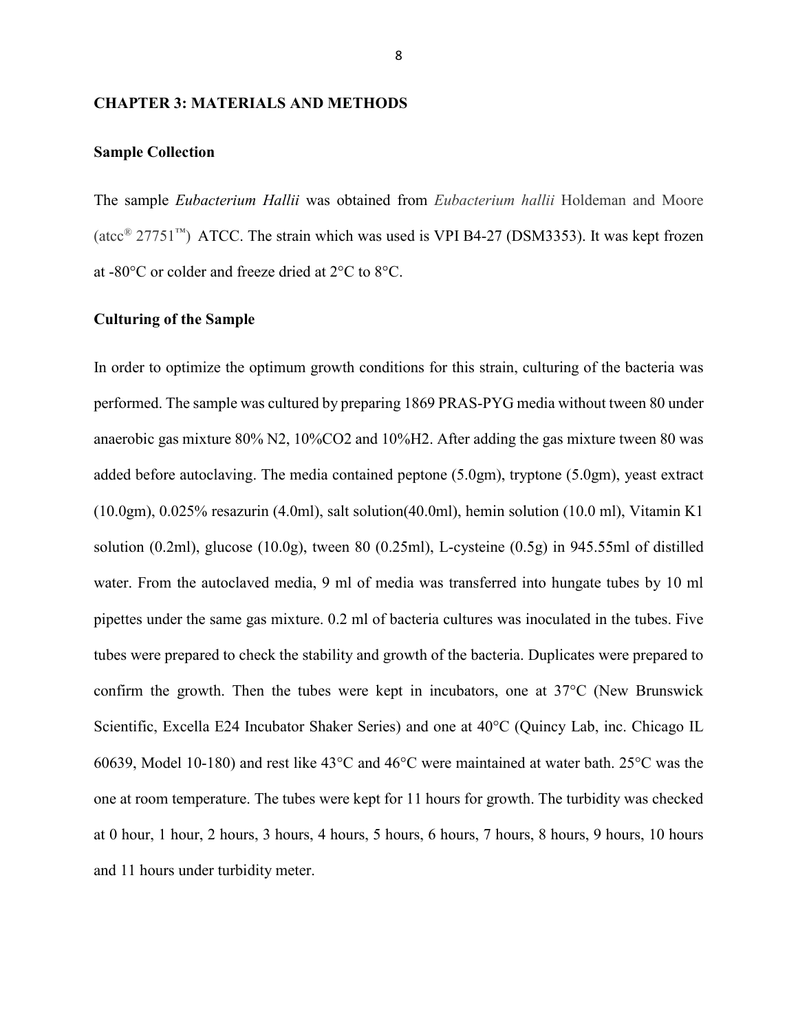## CHAPTER 3: MATERIALS AND METHODS

### Sample Collection

The sample *Eubacterium Hallii* was obtained from *Eubacterium hallii* Holdeman and Moore (atcc® 27751™) ATCC. The strain which was used is VPI B4-27 (DSM3353). It was kept frozen at -80°C or colder and freeze dried at 2°C to 8°C.

### Culturing of the Sample

In order to optimize the optimum growth conditions for this strain, culturing of the bacteria was performed. The sample was cultured by preparing 1869 PRAS-PYG media without tween 80 under anaerobic gas mixture 80% $N_2$, 10%$CO_2$ and 10%$H_2$. After adding the gas mixture tween 80 was added before autoclaving. The media contained peptone (5.0gm), tryptone (5.0gm), yeast extract (10.0gm), 0.025% resazurin (4.0ml), salt solution(40.0ml), hemin solution (10.0 ml), Vitamin K1 solution (0.2ml), glucose (10.0g), tween 80 (0.25ml), L-cysteine (0.5g) in 945.55ml of distilled water. From the autoclaved media, 9 ml of media was transferred into hungate tubes by 10 ml pipettes under the same gas mixture. 0.2 ml of bacteria cultures was inoculated in the tubes. Five tubes were prepared to check the stability and growth of the bacteria. Duplicates were prepared to confirm the growth. Then the tubes were kept in incubators, one at 37°C (New Brunswick Scientific, Excella E24 Incubator Shaker Series) and one at 40°C (Quincy Lab, inc. Chicago IL 60639, Model 10-180) and rest like 43°C and 46°C were maintained at water bath. 25°C was the one at room temperature. The tubes were kept for 11 hours for growth. The turbidity was checked at 0 hour, 1 hour, 2 hours, 3 hours, 4 hours, 5 hours, 6 hours, 7 hours, 8 hours, 9 hours, 10 hours and 11 hours under turbidity meter.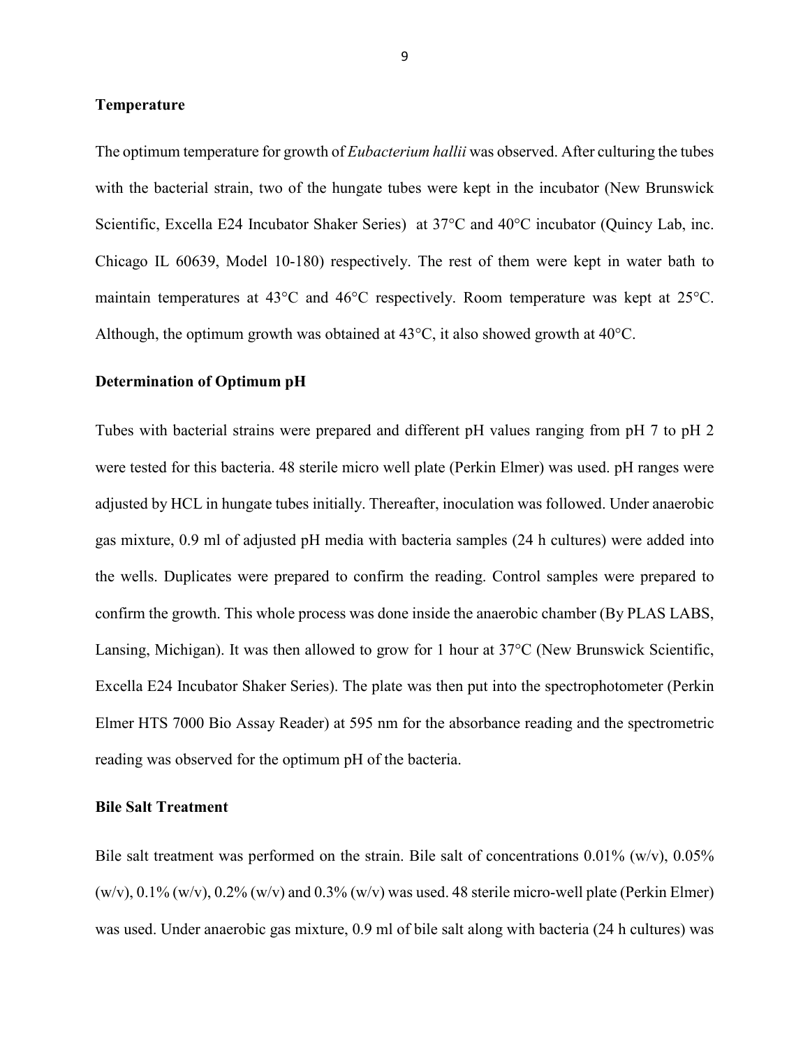**Temperature**

The optimum temperature for growth of *Eubacterium hallii* was observed. After culturing the tubes with the bacterial strain, two of the hungate tubes were kept in the incubator (New Brunswick Scientific, Excella E24 Incubator Shaker Series) at 37°C and 40°C incubator (Quincy Lab, inc. Chicago IL 60639, Model 10-180) respectively. The rest of them were kept in water bath to maintain temperatures at 43°C and 46°C respectively. Room temperature was kept at 25°C. Although, the optimum growth was obtained at 43°C, it also showed growth at 40°C.

**Determination of Optimum pH**

Tubes with bacterial strains were prepared and different pH values ranging from pH 7 to pH 2 were tested for this bacteria. 48 sterile micro well plate (Perkin Elmer) was used. pH ranges were adjusted by HCL in hungate tubes initially. Thereafter, inoculation was followed. Under anaerobic gas mixture, 0.9 ml of adjusted pH media with bacteria samples (24 h cultures) were added into the wells. Duplicates were prepared to confirm the reading. Control samples were prepared to confirm the growth. This whole process was done inside the anaerobic chamber (By PLAS LABS, Lansing, Michigan). It was then allowed to grow for 1 hour at 37°C (New Brunswick Scientific, Excella E24 Incubator Shaker Series). The plate was then put into the spectrophotometer (Perkin Elmer HTS 7000 Bio Assay Reader) at 595 nm for the absorbance reading and the spectrometric reading was observed for the optimum pH of the bacteria.

**Bile Salt Treatment**

Bile salt treatment was performed on the strain. Bile salt of concentrations 0.01% (w/v), 0.05% (w/v), 0.1% (w/v), 0.2% (w/v) and 0.3% (w/v) was used. 48 sterile micro-well plate (Perkin Elmer) was used. Under anaerobic gas mixture, 0.9 ml of bile salt along with bacteria (24 h cultures) was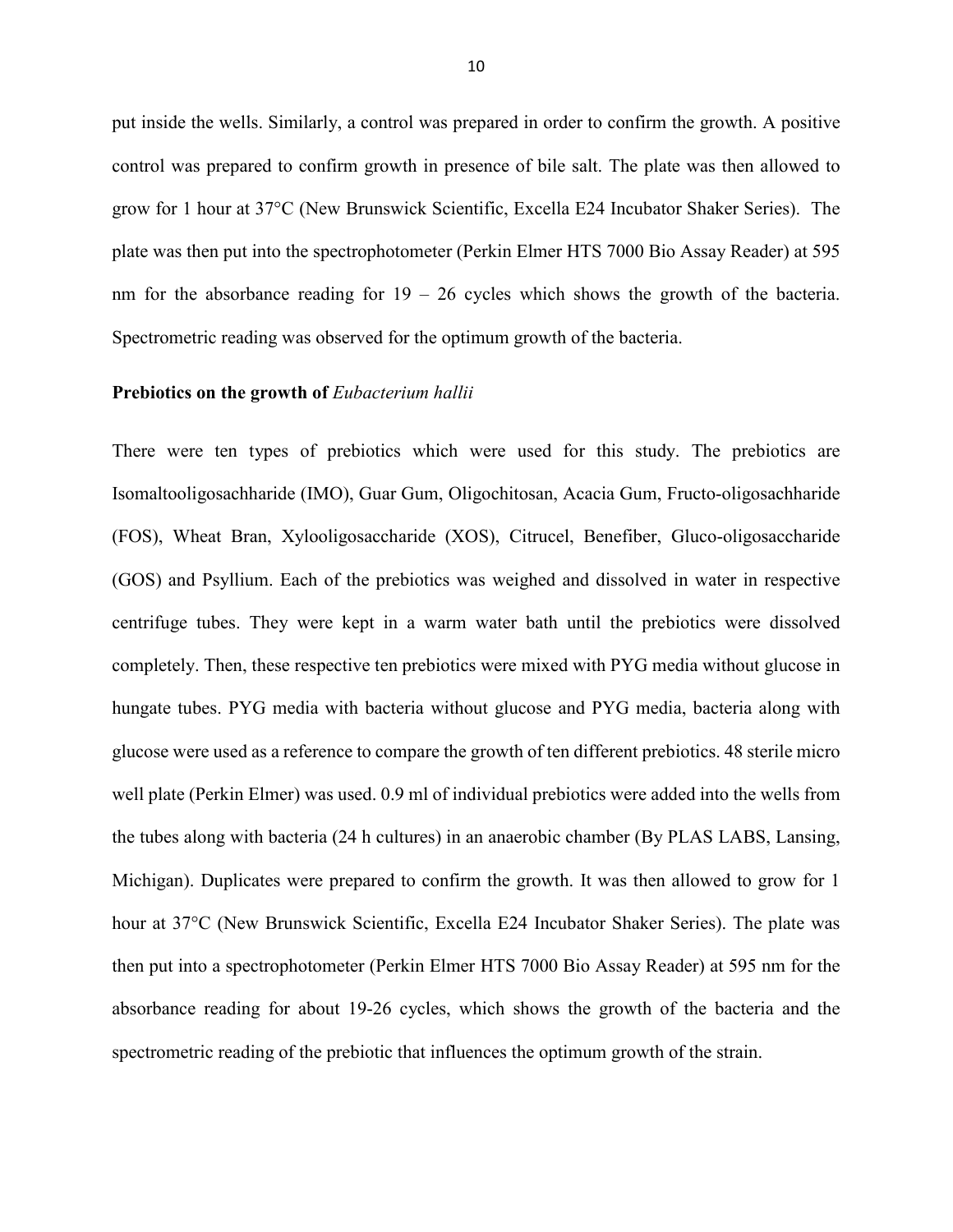put inside the wells. Similarly, a control was prepared in order to confirm the growth. A positive control was prepared to confirm growth in presence of bile salt. The plate was then allowed to grow for 1 hour at 37°C (New Brunswick Scientific, Excella E24 Incubator Shaker Series). The plate was then put into the spectrophotometer (Perkin Elmer HTS 7000 Bio Assay Reader) at 595 nm for the absorbance reading for 19 – 26 cycles which shows the growth of the bacteria. Spectrometric reading was observed for the optimum growth of the bacteria.

**Prebiotics on the growth of *Eubacterium hallii***

There were ten types of prebiotics which were used for this study. The prebiotics are Isomaltooligosachharide (IMO), Guar Gum, Oligochitosan, Acacia Gum, Fructo-oligosachharide (FOS), Wheat Bran, Xylooligosaccharide (XOS), Citrucel, Benefiber, Gluco-oligosaccharide (GOS) and Psyllium. Each of the prebiotics was weighed and dissolved in water in respective centrifuge tubes. They were kept in a warm water bath until the prebiotics were dissolved completely. Then, these respective ten prebiotics were mixed with PYG media without glucose in hungate tubes. PYG media with bacteria without glucose and PYG media, bacteria along with glucose were used as a reference to compare the growth of ten different prebiotics. 48 sterile micro well plate (Perkin Elmer) was used. 0.9 ml of individual prebiotics were added into the wells from the tubes along with bacteria (24 h cultures) in an anaerobic chamber (By PLAS LABS, Lansing, Michigan). Duplicates were prepared to confirm the growth. It was then allowed to grow for 1 hour at 37°C (New Brunswick Scientific, Excella E24 Incubator Shaker Series). The plate was then put into a spectrophotometer (Perkin Elmer HTS 7000 Bio Assay Reader) at 595 nm for the absorbance reading for about 19-26 cycles, which shows the growth of the bacteria and the spectrometric reading of the prebiotic that influences the optimum growth of the strain.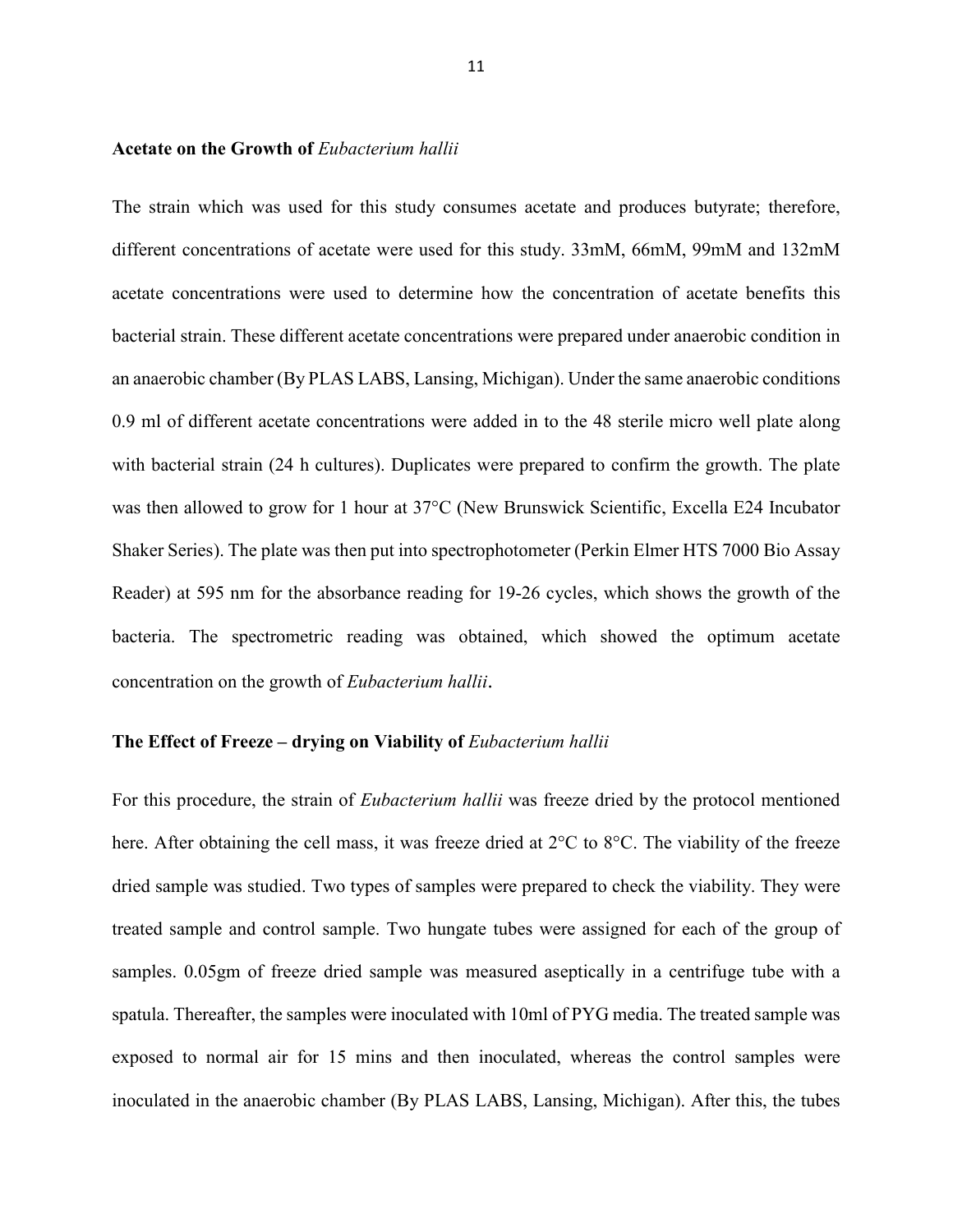### Acetate on the Growth of *Eubacterium hallii*

The strain which was used for this study consumes acetate and produces butyrate; therefore, different concentrations of acetate were used for this study. 33mM, 66mM, 99mM and 132mM acetate concentrations were used to determine how the concentration of acetate benefits this bacterial strain. These different acetate concentrations were prepared under anaerobic condition in an anaerobic chamber (By PLAS LABS, Lansing, Michigan). Under the same anaerobic conditions 0.9 ml of different acetate concentrations were added in to the 48 sterile micro well plate along with bacterial strain (24 h cultures). Duplicates were prepared to confirm the growth. The plate was then allowed to grow for 1 hour at 37°C (New Brunswick Scientific, Excella E24 Incubator Shaker Series). The plate was then put into spectrophotometer (Perkin Elmer HTS 7000 Bio Assay Reader) at 595 nm for the absorbance reading for 19-26 cycles, which shows the growth of the bacteria. The spectrometric reading was obtained, which showed the optimum acetate concentration on the growth of *Eubacterium hallii*.

### The Effect of Freeze – drying on Viability of *Eubacterium hallii*

For this procedure, the strain of *Eubacterium hallii* was freeze dried by the protocol mentioned here. After obtaining the cell mass, it was freeze dried at 2°C to 8°C. The viability of the freeze dried sample was studied. Two types of samples were prepared to check the viability. They were treated sample and control sample. Two hungate tubes were assigned for each of the group of samples. 0.05gm of freeze dried sample was measured aseptically in a centrifuge tube with a spatula. Thereafter, the samples were inoculated with 10ml of PYG media. The treated sample was exposed to normal air for 15 mins and then inoculated, whereas the control samples were inoculated in the anaerobic chamber (By PLAS LABS, Lansing, Michigan). After this, the tubes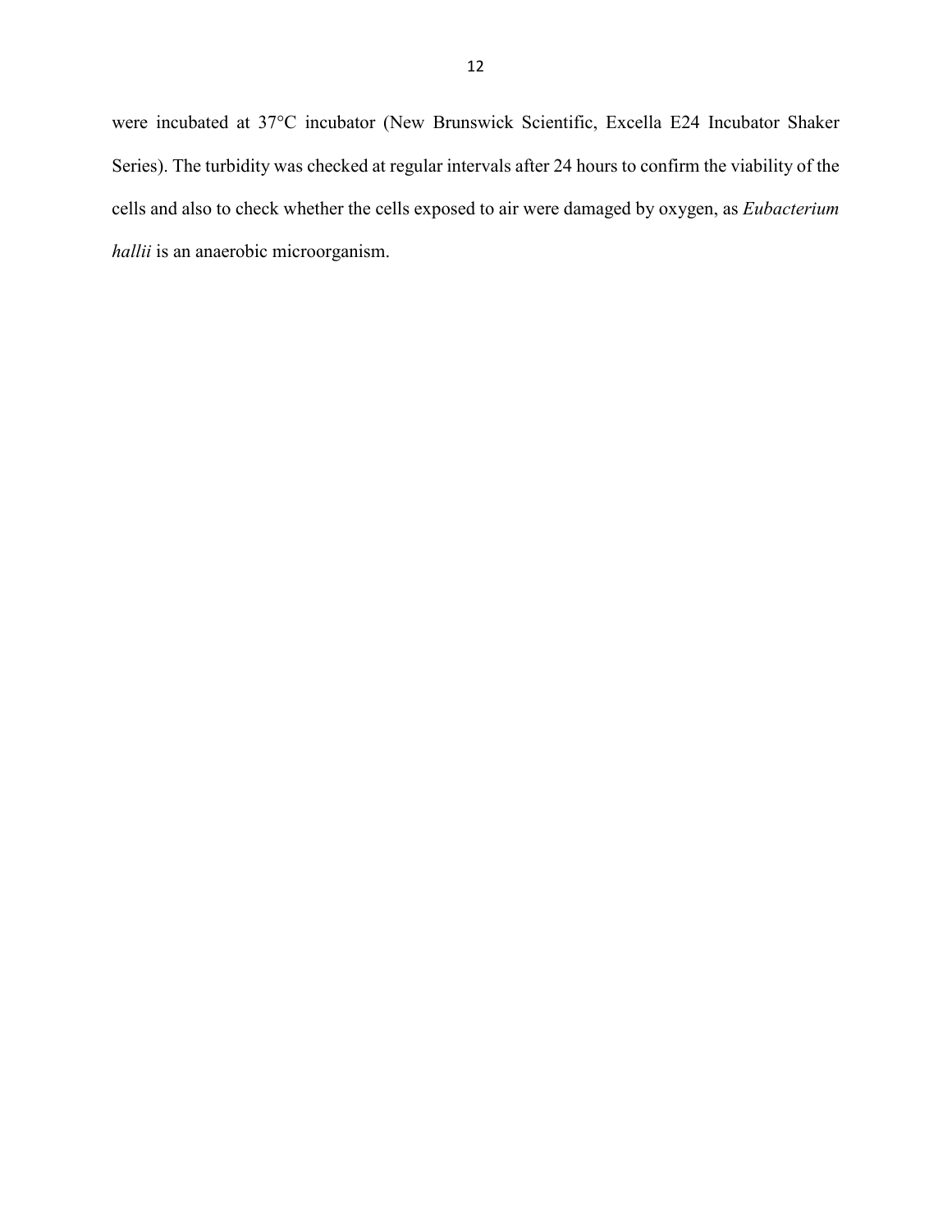were incubated at 37°C incubator (New Brunswick Scientific, Excella E24 Incubator Shaker Series). The turbidity was checked at regular intervals after 24 hours to confirm the viability of the cells and also to check whether the cells exposed to air were damaged by oxygen, as *Eubacterium hallii* is an anaerobic microorganism.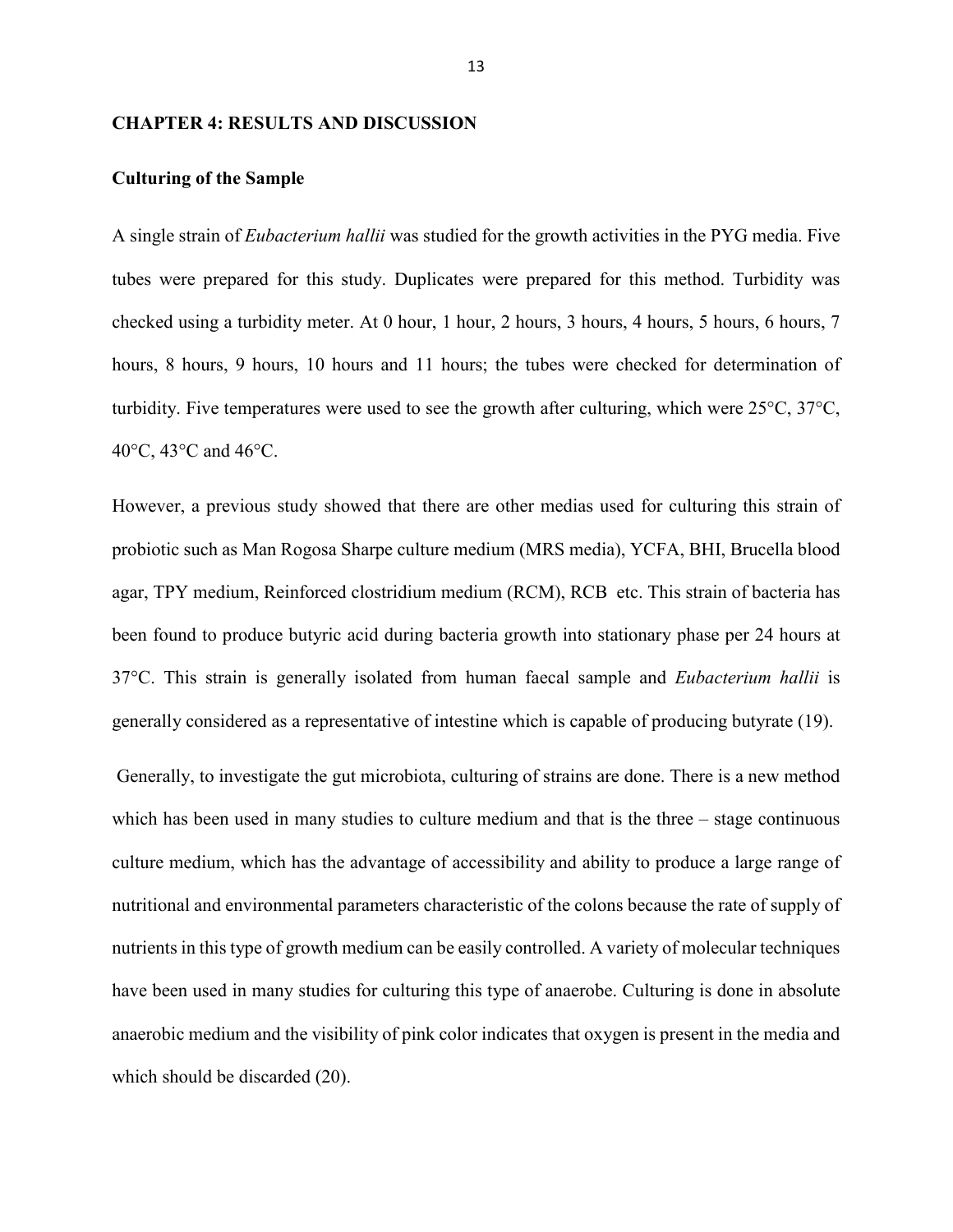## CHAPTER 4: RESULTS AND DISCUSSION

### Culturing of the Sample

A single strain of *Eubacterium hallii* was studied for the growth activities in the PYG media. Five tubes were prepared for this study. Duplicates were prepared for this method. Turbidity was checked using a turbidity meter. At 0 hour, 1 hour, 2 hours, 3 hours, 4 hours, 5 hours, 6 hours, 7 hours, 8 hours, 9 hours, 10 hours and 11 hours; the tubes were checked for determination of turbidity. Five temperatures were used to see the growth after culturing, which were 25°C, 37°C, 40°C, 43°C and 46°C.

However, a previous study showed that there are other medias used for culturing this strain of probiotic such as Man Rogosa Sharpe culture medium (MRS media), YCFA, BHI, Brucella blood agar, TPY medium, Reinforced clostridium medium (RCM), RCB etc. This strain of bacteria has been found to produce butyric acid during bacteria growth into stationary phase per 24 hours at 37°C. This strain is generally isolated from human faecal sample and *Eubacterium hallii* is generally considered as a representative of intestine which is capable of producing butyrate (19).

Generally, to investigate the gut microbiota, culturing of strains are done. There is a new method which has been used in many studies to culture medium and that is the three – stage continuous culture medium, which has the advantage of accessibility and ability to produce a large range of nutritional and environmental parameters characteristic of the colons because the rate of supply of nutrients in this type of growth medium can be easily controlled. A variety of molecular techniques have been used in many studies for culturing this type of anaerobe. Culturing is done in absolute anaerobic medium and the visibility of pink color indicates that oxygen is present in the media and which should be discarded (20).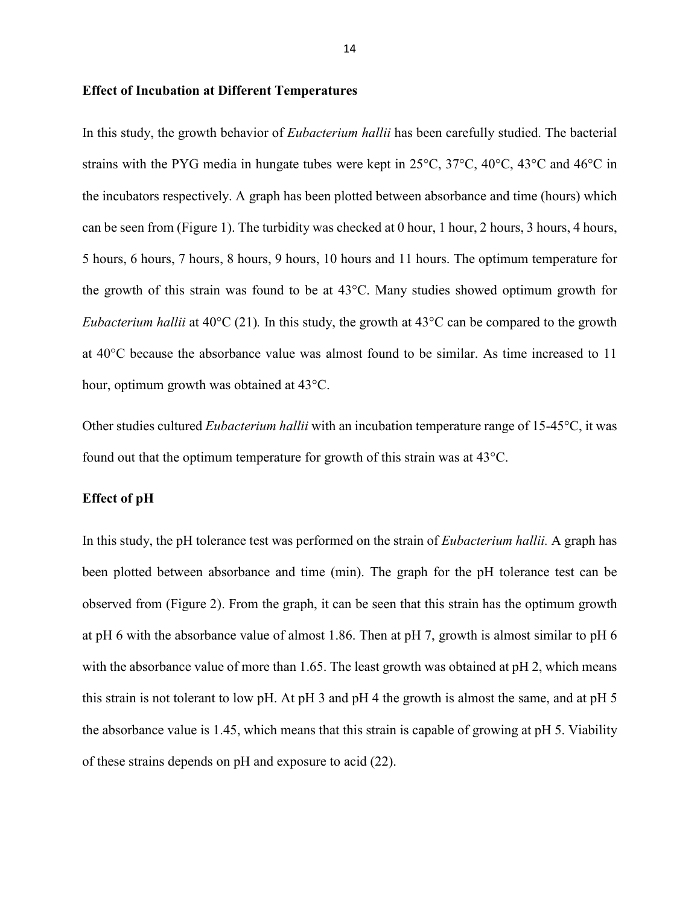### Effect of Incubation at Different Temperatures

In this study, the growth behavior of *Eubacterium hallii* has been carefully studied. The bacterial strains with the PYG media in hungate tubes were kept in 25°C, 37°C, 40°C, 43°C and 46°C in the incubators respectively. A graph has been plotted between absorbance and time (hours) which can be seen from (Figure 1). The turbidity was checked at 0 hour, 1 hour, 2 hours, 3 hours, 4 hours, 5 hours, 6 hours, 7 hours, 8 hours, 9 hours, 10 hours and 11 hours. The optimum temperature for the growth of this strain was found to be at 43°C. Many studies showed optimum growth for *Eubacterium hallii* at 40°C (21)*.* In this study, the growth at 43°C can be compared to the growth at 40°C because the absorbance value was almost found to be similar. As time increased to 11 hour, optimum growth was obtained at 43°C.

Other studies cultured *Eubacterium hallii* with an incubation temperature range of 15-45°C, it was found out that the optimum temperature for growth of this strain was at 43°C.

### Effect of pH

In this study, the pH tolerance test was performed on the strain of *Eubacterium hallii.* A graph has been plotted between absorbance and time (min). The graph for the pH tolerance test can be observed from (Figure 2). From the graph, it can be seen that this strain has the optimum growth at pH 6 with the absorbance value of almost 1.86. Then at pH 7, growth is almost similar to pH 6 with the absorbance value of more than 1.65. The least growth was obtained at pH 2, which means this strain is not tolerant to low pH. At pH 3 and pH 4 the growth is almost the same, and at pH 5 the absorbance value is 1.45, which means that this strain is capable of growing at pH 5. Viability of these strains depends on pH and exposure to acid (22).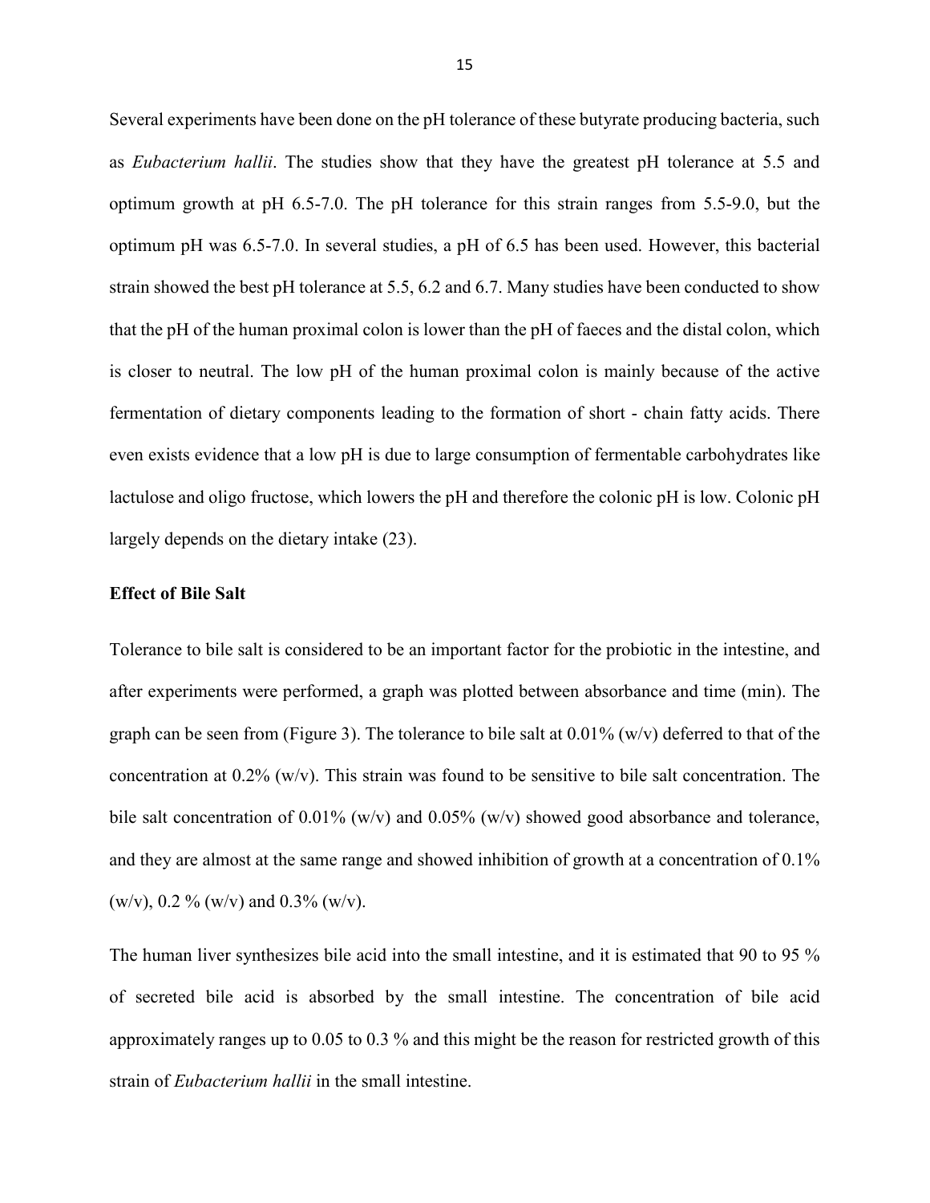Several experiments have been done on the pH tolerance of these butyrate producing bacteria, such as *Eubacterium hallii*. The studies show that they have the greatest pH tolerance at 5.5 and optimum growth at pH 6.5-7.0. The pH tolerance for this strain ranges from 5.5-9.0, but the optimum pH was 6.5-7.0. In several studies, a pH of 6.5 has been used. However, this bacterial strain showed the best pH tolerance at 5.5, 6.2 and 6.7. Many studies have been conducted to show that the pH of the human proximal colon is lower than the pH of faeces and the distal colon, which is closer to neutral. The low pH of the human proximal colon is mainly because of the active fermentation of dietary components leading to the formation of short - chain fatty acids. There even exists evidence that a low pH is due to large consumption of fermentable carbohydrates like lactulose and oligo fructose, which lowers the pH and therefore the colonic pH is low. Colonic pH largely depends on the dietary intake (23).

**Effect of Bile Salt**

Tolerance to bile salt is considered to be an important factor for the probiotic in the intestine, and after experiments were performed, a graph was plotted between absorbance and time (min). The graph can be seen from (Figure 3). The tolerance to bile salt at 0.01% (w/v) deferred to that of the concentration at 0.2% (w/v). This strain was found to be sensitive to bile salt concentration. The bile salt concentration of 0.01% (w/v) and 0.05% (w/v) showed good absorbance and tolerance, and they are almost at the same range and showed inhibition of growth at a concentration of 0.1% (w/v), 0.2 % (w/v) and 0.3% (w/v).

The human liver synthesizes bile acid into the small intestine, and it is estimated that 90 to 95 % of secreted bile acid is absorbed by the small intestine. The concentration of bile acid approximately ranges up to 0.05 to 0.3 % and this might be the reason for restricted growth of this strain of *Eubacterium hallii* in the small intestine.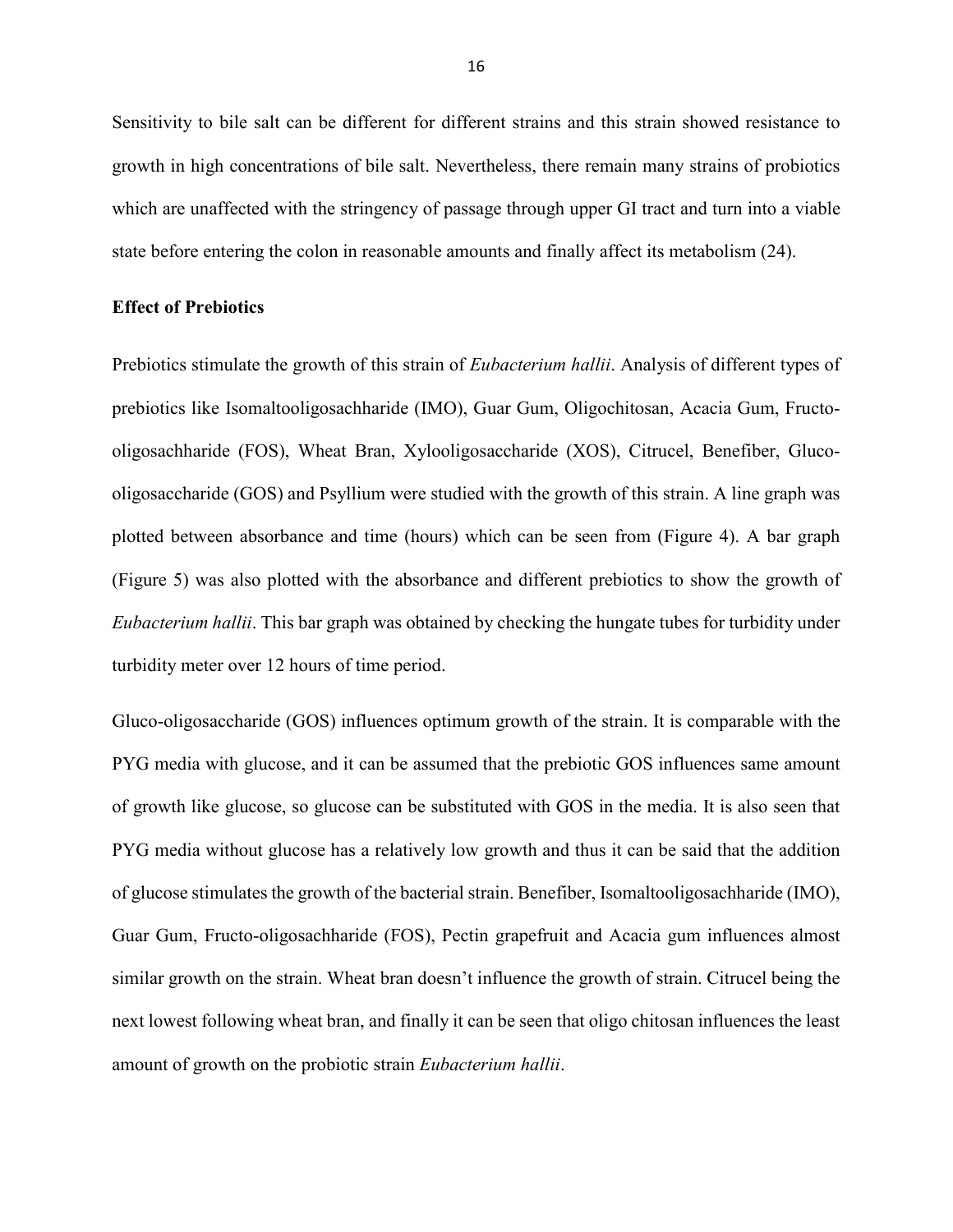Sensitivity to bile salt can be different for different strains and this strain showed resistance to growth in high concentrations of bile salt. Nevertheless, there remain many strains of probiotics which are unaffected with the stringency of passage through upper GI tract and turn into a viable state before entering the colon in reasonable amounts and finally affect its metabolism (24).

**Effect of Prebiotics**

Prebiotics stimulate the growth of this strain of *Eubacterium hallii*. Analysis of different types of prebiotics like Isomaltooligosachharide (IMO), Guar Gum, Oligochitosan, Acacia Gum, Fructo-oligosachharide (FOS), Wheat Bran, Xylooligosaccharide (XOS), Citrucel, Benefiber, Gluco-oligosaccharide (GOS) and Psyllium were studied with the growth of this strain. A line graph was plotted between absorbance and time (hours) which can be seen from (Figure 4). A bar graph (Figure 5) was also plotted with the absorbance and different prebiotics to show the growth of *Eubacterium hallii*. This bar graph was obtained by checking the hungate tubes for turbidity under turbidity meter over 12 hours of time period.

Gluco-oligosaccharide (GOS) influences optimum growth of the strain. It is comparable with the PYG media with glucose, and it can be assumed that the prebiotic GOS influences same amount of growth like glucose, so glucose can be substituted with GOS in the media. It is also seen that PYG media without glucose has a relatively low growth and thus it can be said that the addition of glucose stimulates the growth of the bacterial strain. Benefiber, Isomaltooligosachharide (IMO), Guar Gum, Fructo-oligosachharide (FOS), Pectin grapefruit and Acacia gum influences almost similar growth on the strain. Wheat bran doesn't influence the growth of strain. Citrucel being the next lowest following wheat bran, and finally it can be seen that oligo chitosan influences the least amount of growth on the probiotic strain *Eubacterium hallii*.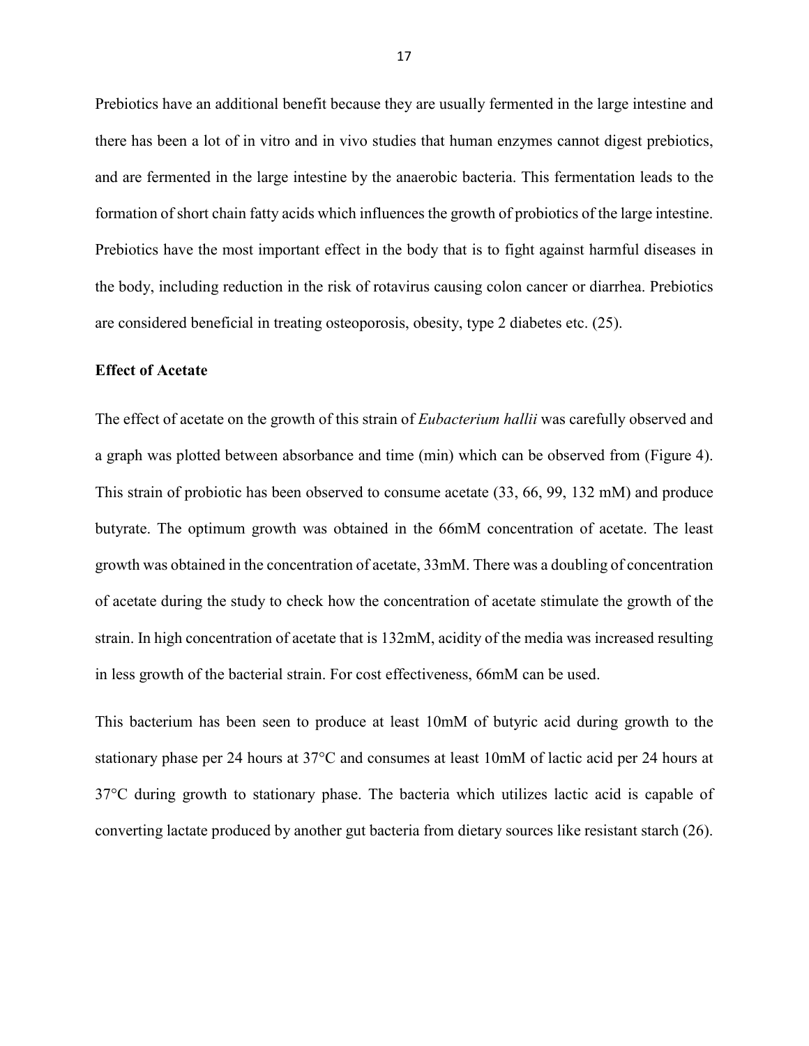Prebiotics have an additional benefit because they are usually fermented in the large intestine and there has been a lot of in vitro and in vivo studies that human enzymes cannot digest prebiotics, and are fermented in the large intestine by the anaerobic bacteria. This fermentation leads to the formation of short chain fatty acids which influences the growth of probiotics of the large intestine. Prebiotics have the most important effect in the body that is to fight against harmful diseases in the body, including reduction in the risk of rotavirus causing colon cancer or diarrhea. Prebiotics are considered beneficial in treating osteoporosis, obesity, type 2 diabetes etc. (25).

**Effect of Acetate**

The effect of acetate on the growth of this strain of *Eubacterium hallii* was carefully observed and a graph was plotted between absorbance and time (min) which can be observed from (Figure 4). This strain of probiotic has been observed to consume acetate (33, 66, 99, 132 mM) and produce butyrate. The optimum growth was obtained in the 66mM concentration of acetate. The least growth was obtained in the concentration of acetate, 33mM. There was a doubling of concentration of acetate during the study to check how the concentration of acetate stimulate the growth of the strain. In high concentration of acetate that is 132mM, acidity of the media was increased resulting in less growth of the bacterial strain. For cost effectiveness, 66mM can be used.

This bacterium has been seen to produce at least 10mM of butyric acid during growth to the stationary phase per 24 hours at 37°C and consumes at least 10mM of lactic acid per 24 hours at 37°C during growth to stationary phase. The bacteria which utilizes lactic acid is capable of converting lactate produced by another gut bacteria from dietary sources like resistant starch (26).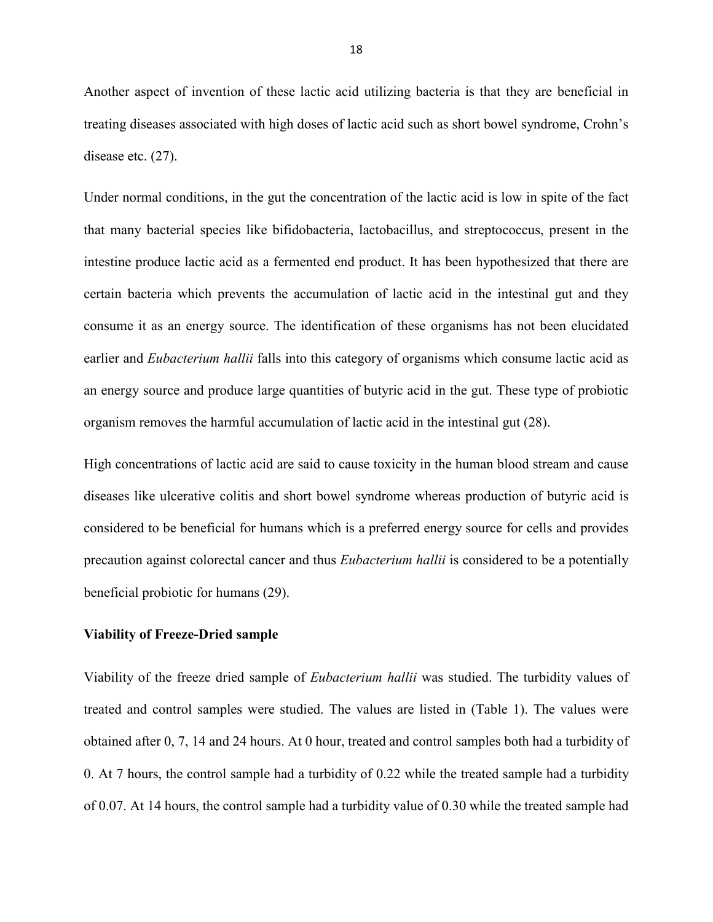Another aspect of invention of these lactic acid utilizing bacteria is that they are beneficial in treating diseases associated with high doses of lactic acid such as short bowel syndrome, Crohn's disease etc. (27).

Under normal conditions, in the gut the concentration of the lactic acid is low in spite of the fact that many bacterial species like bifidobacteria, lactobacillus, and streptococcus, present in the intestine produce lactic acid as a fermented end product. It has been hypothesized that there are certain bacteria which prevents the accumulation of lactic acid in the intestinal gut and they consume it as an energy source. The identification of these organisms has not been elucidated earlier and *Eubacterium hallii* falls into this category of organisms which consume lactic acid as an energy source and produce large quantities of butyric acid in the gut. These type of probiotic organism removes the harmful accumulation of lactic acid in the intestinal gut (28).

High concentrations of lactic acid are said to cause toxicity in the human blood stream and cause diseases like ulcerative colitis and short bowel syndrome whereas production of butyric acid is considered to be beneficial for humans which is a preferred energy source for cells and provides precaution against colorectal cancer and thus *Eubacterium hallii* is considered to be a potentially beneficial probiotic for humans (29).

**Viability of Freeze-Dried sample**

Viability of the freeze dried sample of *Eubacterium hallii* was studied. The turbidity values of treated and control samples were studied. The values are listed in (Table 1). The values were obtained after 0, 7, 14 and 24 hours. At 0 hour, treated and control samples both had a turbidity of 0. At 7 hours, the control sample had a turbidity of 0.22 while the treated sample had a turbidity of 0.07. At 14 hours, the control sample had a turbidity value of 0.30 while the treated sample had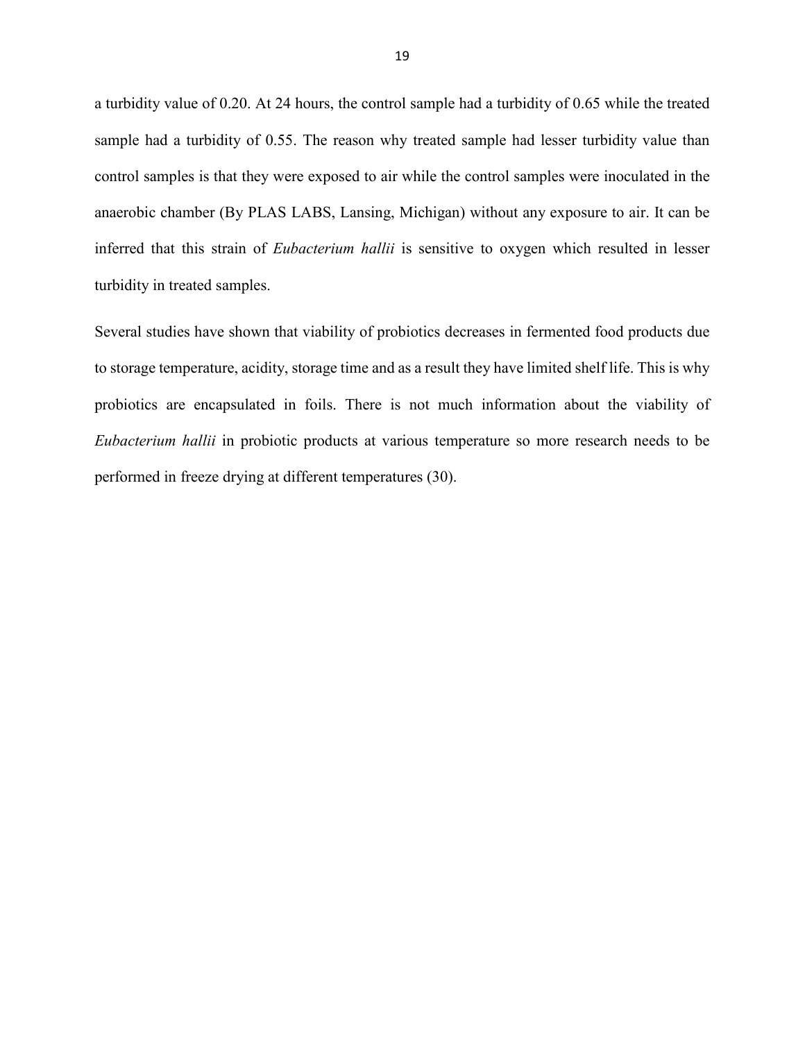a turbidity value of 0.20. At 24 hours, the control sample had a turbidity of 0.65 while the treated sample had a turbidity of 0.55. The reason why treated sample had lesser turbidity value than control samples is that they were exposed to air while the control samples were inoculated in the anaerobic chamber (By PLAS LABS, Lansing, Michigan) without any exposure to air. It can be inferred that this strain of *Eubacterium hallii* is sensitive to oxygen which resulted in lesser turbidity in treated samples.

Several studies have shown that viability of probiotics decreases in fermented food products due to storage temperature, acidity, storage time and as a result they have limited shelf life. This is why probiotics are encapsulated in foils. There is not much information about the viability of *Eubacterium hallii* in probiotic products at various temperature so more research needs to be performed in freeze drying at different temperatures (30).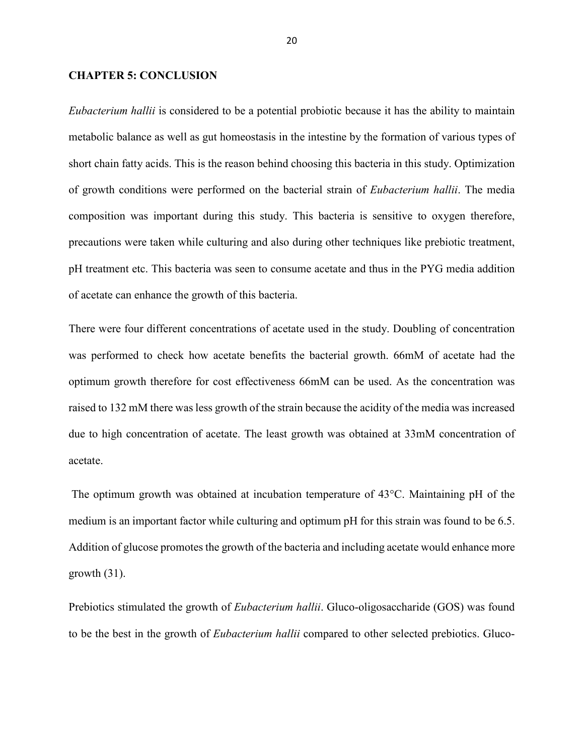# CHAPTER 5: CONCLUSION

*Eubacterium hallii* is considered to be a potential probiotic because it has the ability to maintain metabolic balance as well as gut homeostasis in the intestine by the formation of various types of short chain fatty acids. This is the reason behind choosing this bacteria in this study. Optimization of growth conditions were performed on the bacterial strain of *Eubacterium hallii*. The media composition was important during this study. This bacteria is sensitive to oxygen therefore, precautions were taken while culturing and also during other techniques like prebiotic treatment, pH treatment etc. This bacteria was seen to consume acetate and thus in the PYG media addition of acetate can enhance the growth of this bacteria.

There were four different concentrations of acetate used in the study. Doubling of concentration was performed to check how acetate benefits the bacterial growth. 66mM of acetate had the optimum growth therefore for cost effectiveness 66mM can be used. As the concentration was raised to 132 mM there was less growth of the strain because the acidity of the media was increased due to high concentration of acetate. The least growth was obtained at 33mM concentration of acetate.

The optimum growth was obtained at incubation temperature of 43°C. Maintaining pH of the medium is an important factor while culturing and optimum pH for this strain was found to be 6.5. Addition of glucose promotes the growth of the bacteria and including acetate would enhance more growth (31).

Prebiotics stimulated the growth of *Eubacterium hallii*. Gluco-oligosaccharide (GOS) was found to be the best in the growth of *Eubacterium hallii* compared to other selected prebiotics. Gluco-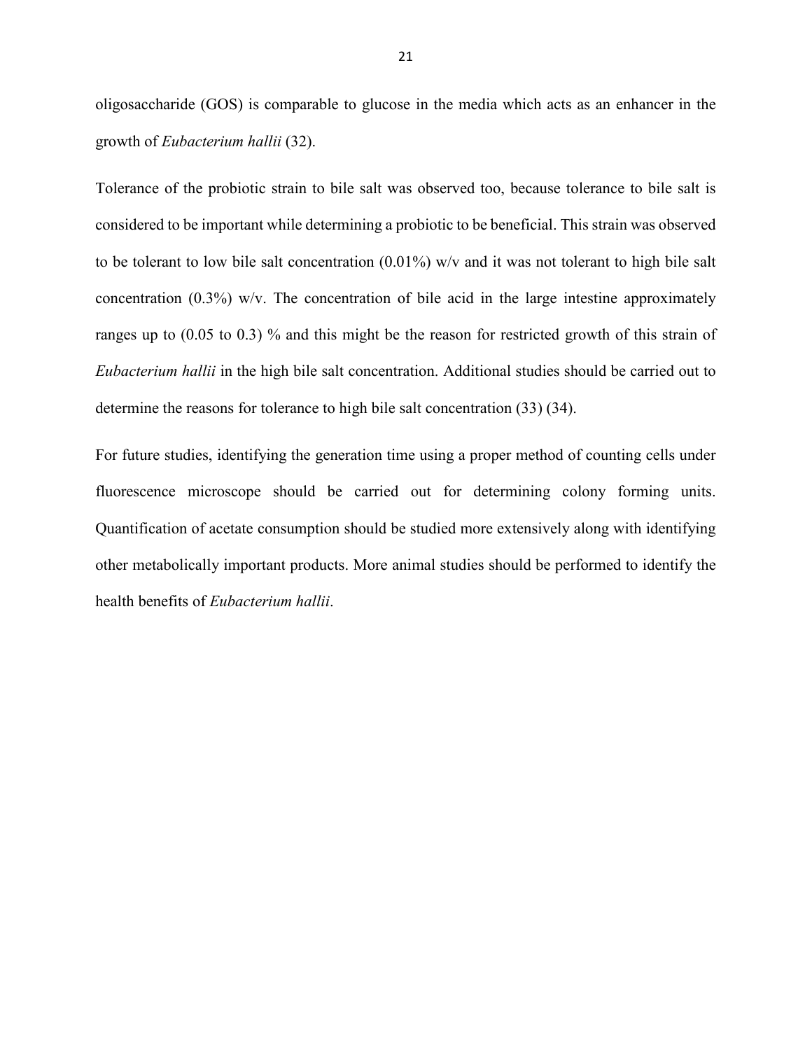oligosaccharide (GOS) is comparable to glucose in the media which acts as an enhancer in the growth of *Eubacterium hallii* (32).

Tolerance of the probiotic strain to bile salt was observed too, because tolerance to bile salt is considered to be important while determining a probiotic to be beneficial. This strain was observed to be tolerant to low bile salt concentration (0.01%) w/v and it was not tolerant to high bile salt concentration (0.3%) w/v. The concentration of bile acid in the large intestine approximately ranges up to (0.05 to 0.3) % and this might be the reason for restricted growth of this strain of *Eubacterium hallii* in the high bile salt concentration. Additional studies should be carried out to determine the reasons for tolerance to high bile salt concentration (33) (34).

For future studies, identifying the generation time using a proper method of counting cells under fluorescence microscope should be carried out for determining colony forming units. Quantification of acetate consumption should be studied more extensively along with identifying other metabolically important products. More animal studies should be performed to identify the health benefits of *Eubacterium hallii*.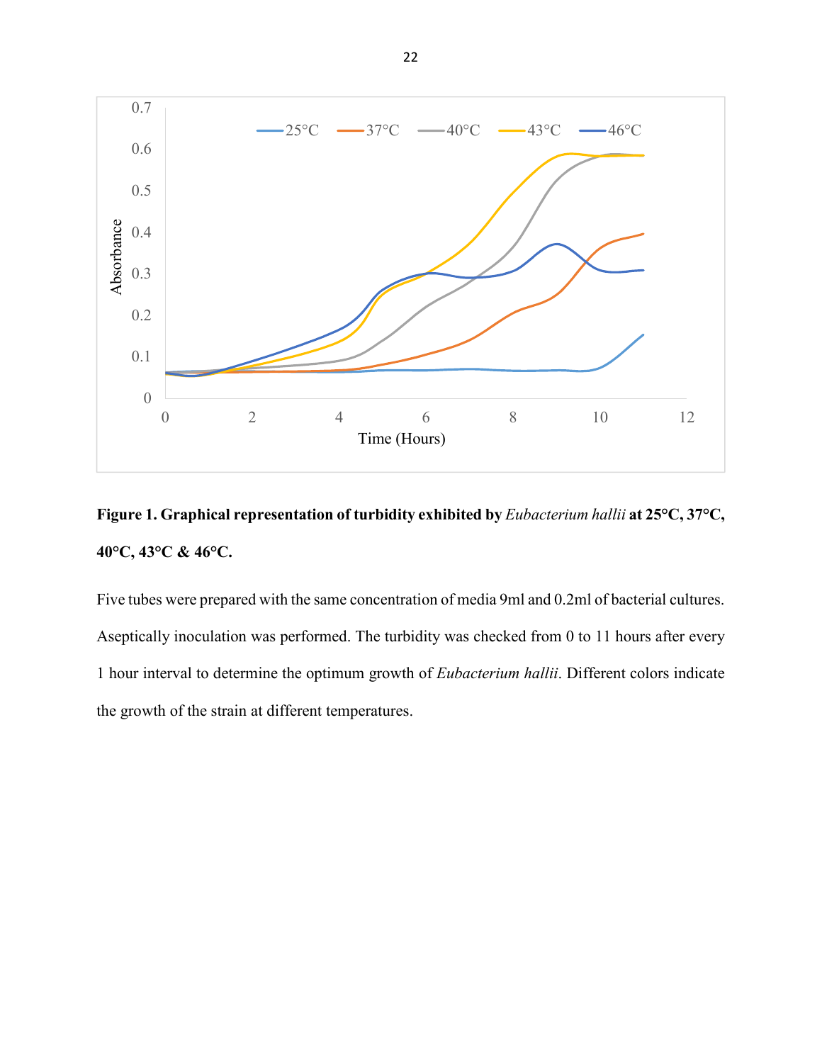**Figure 1. Graphical representation of turbidity exhibited by *Eubacterium hallii* at 25°C, 37°C, 40°C, 43°C & 46°C.**

Five tubes were prepared with the same concentration of media 9ml and 0.2ml of bacterial cultures. Aseptically inoculation was performed. The turbidity was checked from 0 to 11 hours after every 1 hour interval to determine the optimum growth of *Eubacterium hallii*. Different colors indicate the growth of the strain at different temperatures.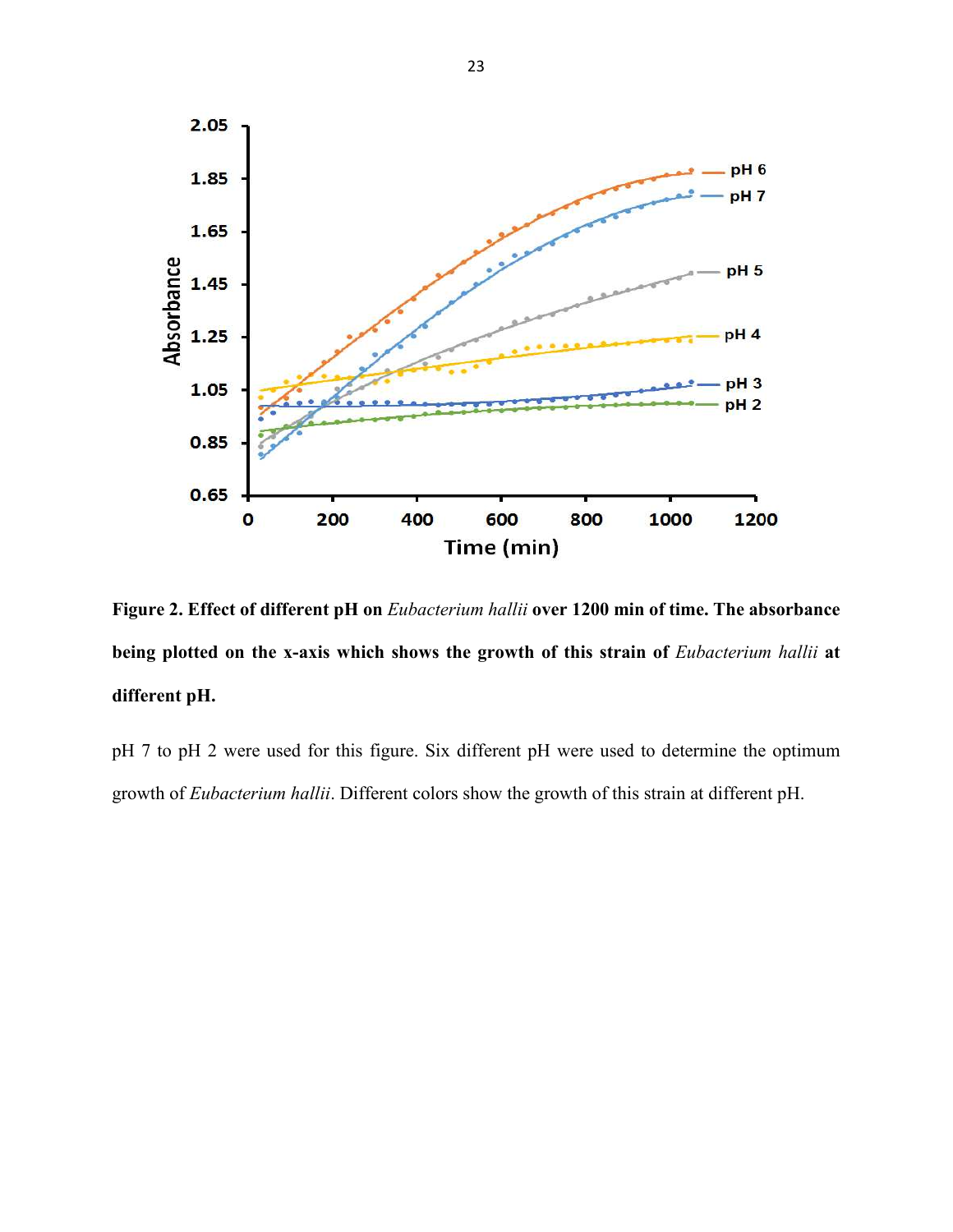**Figure 2. Effect of different pH on *Eubacterium hallii* over 1200 min of time. The absorbance being plotted on the x-axis which shows the growth of this strain of *Eubacterium hallii* at different pH.**

pH 7 to pH 2 were used for this figure. Six different pH were used to determine the optimum growth of *Eubacterium hallii*. Different colors show the growth of this strain at different pH.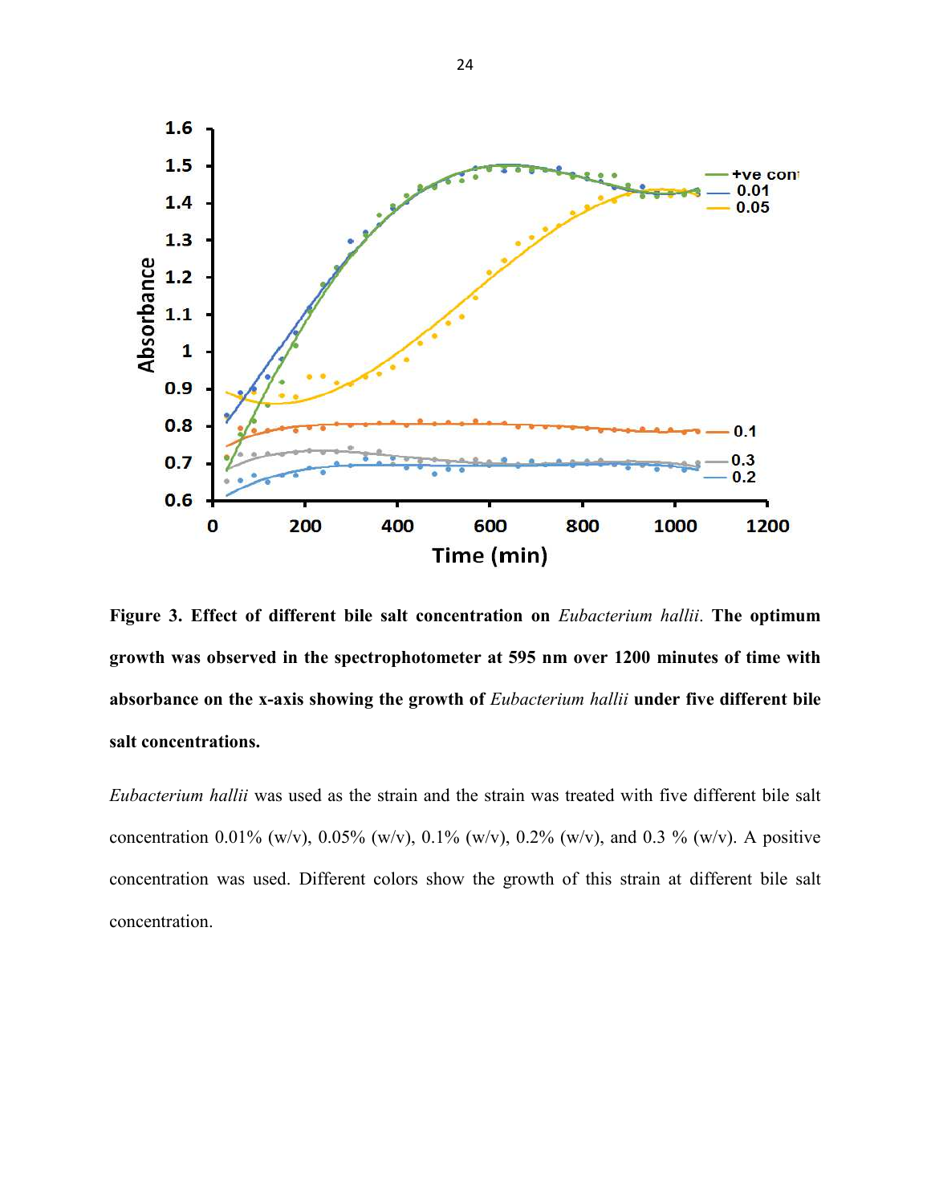**Figure 3. Effect of different bile salt concentration on *Eubacterium hallii*. The optimum growth was observed in the spectrophotometer at 595 nm over 1200 minutes of time with absorbance on the x-axis showing the growth of *Eubacterium hallii* under five different bile salt concentrations.**

*Eubacterium hallii* was used as the strain and the strain was treated with five different bile salt concentration 0.01% (w/v), 0.05% (w/v), 0.1% (w/v), 0.2% (w/v), and 0.3 % (w/v). A positive concentration was used. Different colors show the growth of this strain at different bile salt concentration.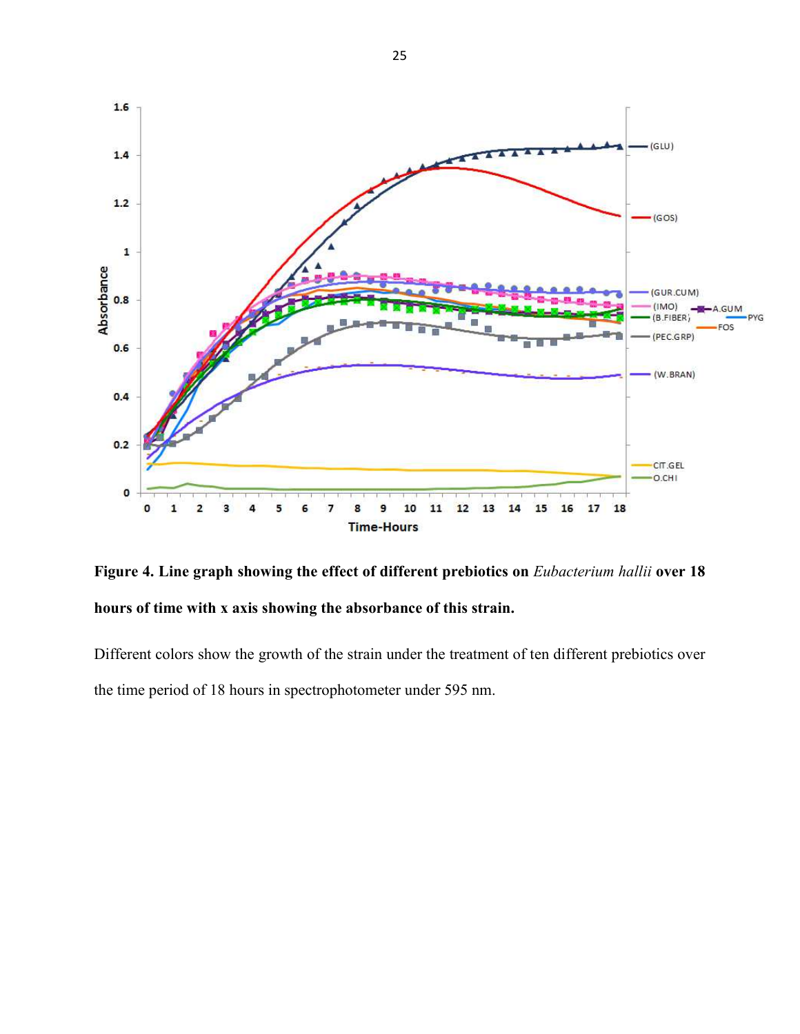**Figure 4. Line graph showing the effect of different prebiotics on *Eubacterium hallii* over 18 hours of time with x axis showing the absorbance of this strain.**

Different colors show the growth of the strain under the treatment of ten different prebiotics over the time period of 18 hours in spectrophotometer under 595 nm.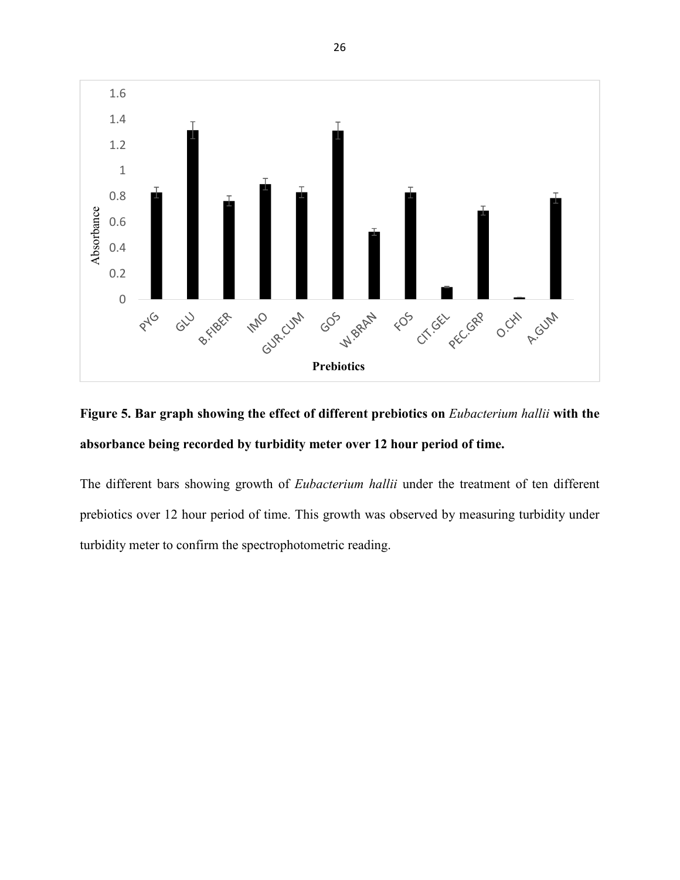**Figure 5. Bar graph showing the effect of different prebiotics on *Eubacterium hallii* with the absorbance being recorded by turbidity meter over 12 hour period of time.**

The different bars showing growth of *Eubacterium hallii* under the treatment of ten different prebiotics over 12 hour period of time. This growth was observed by measuring turbidity under turbidity meter to confirm the spectrophotometric reading.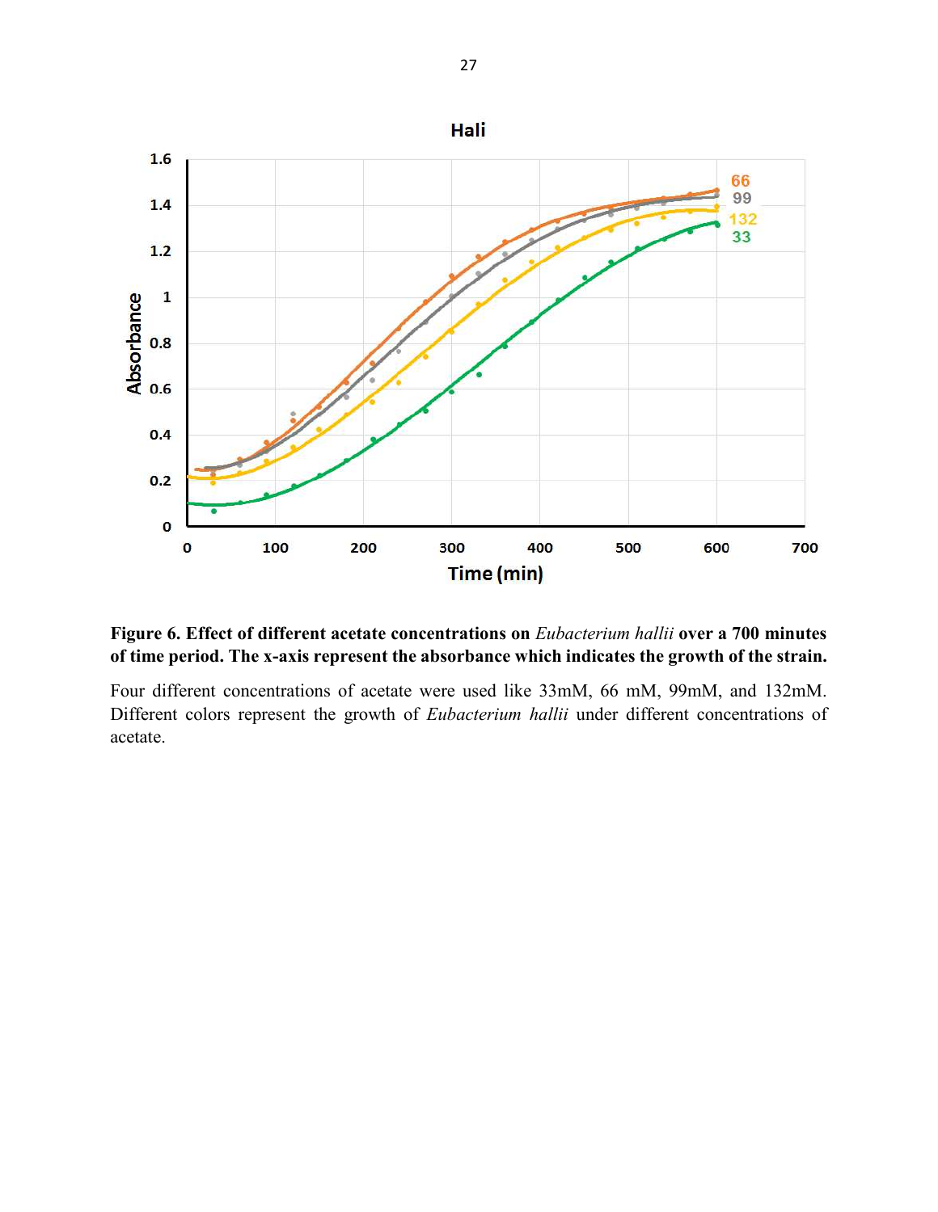**Figure 6. Effect of different acetate concentrations on *Eubacterium hallii* over a 700 minutes of time period. The x-axis represent the absorbance which indicates the growth of the strain.**

Four different concentrations of acetate were used like 33mM, 66 mM, 99mM, and 132mM. Different colors represent the growth of *Eubacterium hallii* under different concentrations of acetate.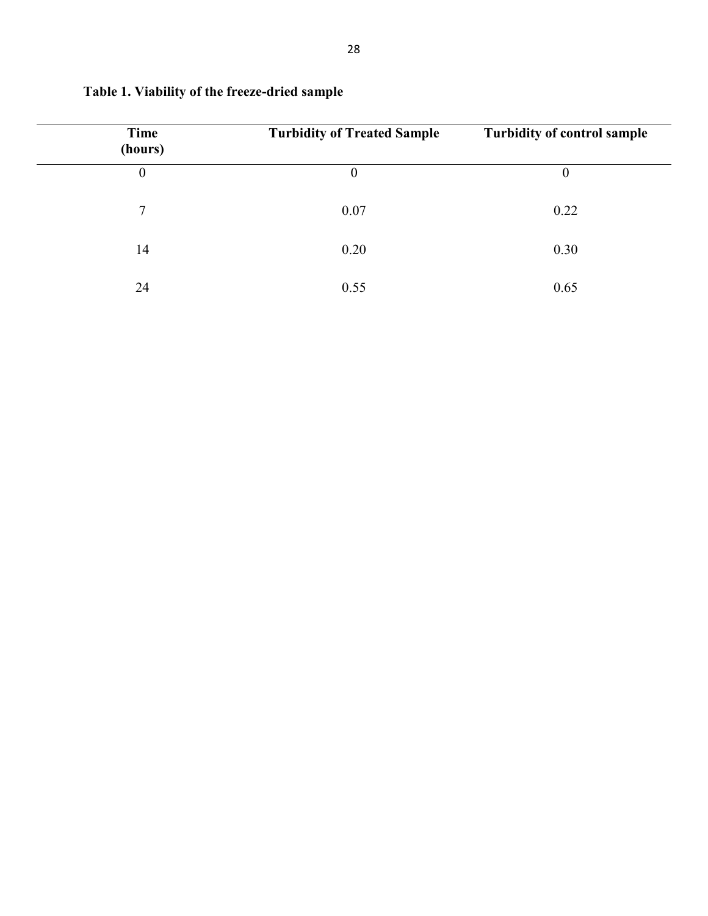**Table 1. Viability of the freeze-dried sample**

| Time (hours) | Turbidity of Treated Sample | Turbidity of control sample |
| --- | --- | --- |
| 0 | 0 | 0 |
| 7 | 0.07 | 0.22 |
| 14 | 0.20 | 0.30 |
| 24 | 0.55 | 0.65 |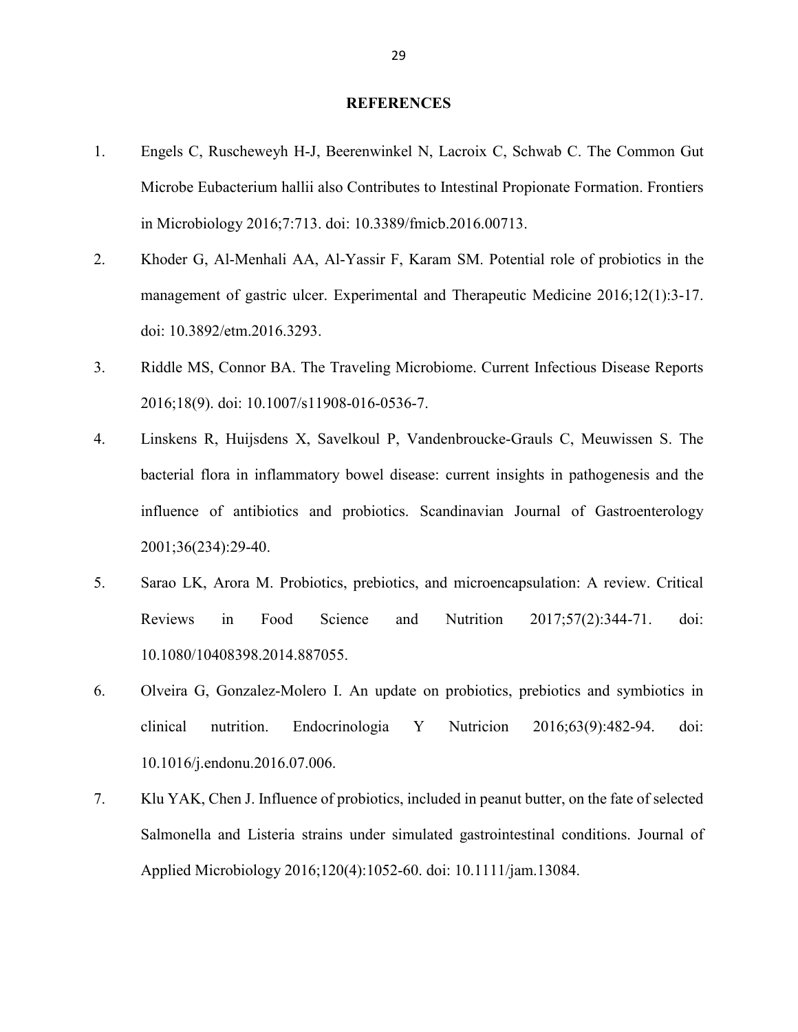## REFERENCES

1. Engels C, Ruscheweyh H-J, Beerenwinkel N, Lacroix C, Schwab C. The Common Gut Microbe Eubacterium hallii also Contributes to Intestinal Propionate Formation. Frontiers in Microbiology 2016;7:713. doi: 10.3389/fmicb.2016.00713.
2. Khoder G, Al-Menhali AA, Al-Yassir F, Karam SM. Potential role of probiotics in the management of gastric ulcer. Experimental and Therapeutic Medicine 2016;12(1):3-17. doi: 10.3892/etm.2016.3293.
3. Riddle MS, Connor BA. The Traveling Microbiome. Current Infectious Disease Reports 2016;18(9). doi: 10.1007/s11908-016-0536-7.
4. Linskens R, Huijsdens X, Savelkoul P, Vandenbroucke-Grauls C, Meuwissen S. The bacterial flora in inflammatory bowel disease: current insights in pathogenesis and the influence of antibiotics and probiotics. Scandinavian Journal of Gastroenterology 2001;36(234):29-40.
5. Sarao LK, Arora M. Probiotics, prebiotics, and microencapsulation: A review. Critical Reviews in Food Science and Nutrition 2017;57(2):344-71. doi: 10.1080/10408398.2014.887055.
6. Olveira G, Gonzalez-Molero I. An update on probiotics, prebiotics and symbiotics in clinical nutrition. Endocrinologia Y Nutricion 2016;63(9):482-94. doi: 10.1016/j.endonu.2016.07.006.
7. Klu YAK, Chen J. Influence of probiotics, included in peanut butter, on the fate of selected Salmonella and Listeria strains under simulated gastrointestinal conditions. Journal of Applied Microbiology 2016;120(4):1052-60. doi: 10.1111/jam.13084.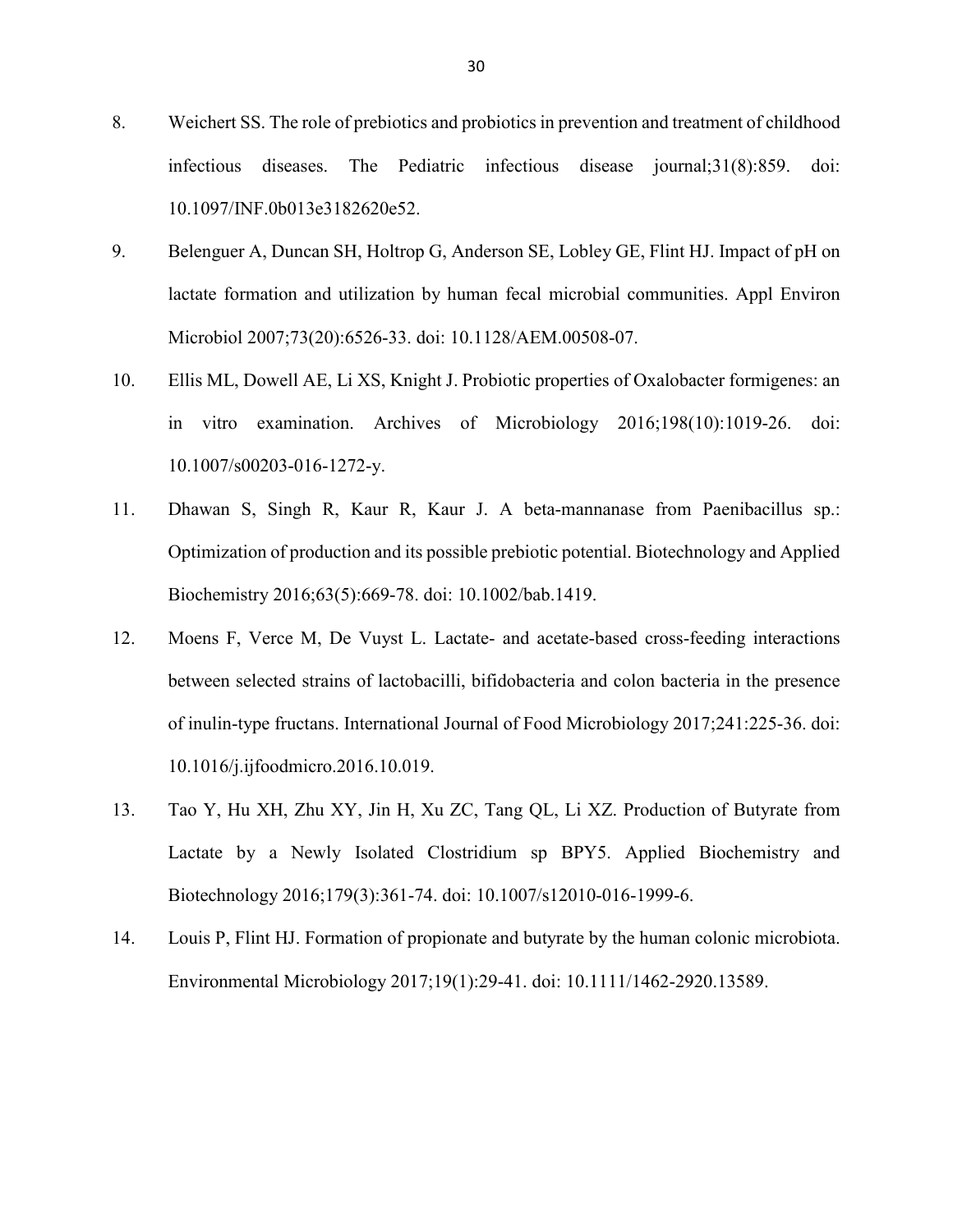8. Weichert SS. The role of prebiotics and probiotics in prevention and treatment of childhood infectious diseases. The Pediatric infectious disease journal;31(8):859. doi: 10.1097/INF.0b013e3182620e52.

9. Belenguer A, Duncan SH, Holtrop G, Anderson SE, Lobley GE, Flint HJ. Impact of pH on lactate formation and utilization by human fecal microbial communities. Appl Environ Microbiol 2007;73(20):6526-33. doi: 10.1128/AEM.00508-07.

10. Ellis ML, Dowell AE, Li XS, Knight J. Probiotic properties of Oxalobacter formigenes: an in vitro examination. Archives of Microbiology 2016;198(10):1019-26. doi: 10.1007/s00203-016-1272-y.

11. Dhawan S, Singh R, Kaur R, Kaur J. A beta-mannanase from Paenibacillus sp.: Optimization of production and its possible prebiotic potential. Biotechnology and Applied Biochemistry 2016;63(5):669-78. doi: 10.1002/bab.1419.

12. Moens F, Verce M, De Vuyst L. Lactate- and acetate-based cross-feeding interactions between selected strains of lactobacilli, bifidobacteria and colon bacteria in the presence of inulin-type fructans. International Journal of Food Microbiology 2017;241:225-36. doi: 10.1016/j.ijfoodmicro.2016.10.019.

13. Tao Y, Hu XH, Zhu XY, Jin H, Xu ZC, Tang QL, Li XZ. Production of Butyrate from Lactate by a Newly Isolated Clostridium sp BPY5. Applied Biochemistry and Biotechnology 2016;179(3):361-74. doi: 10.1007/s12010-016-1999-6.

14. Louis P, Flint HJ. Formation of propionate and butyrate by the human colonic microbiota. Environmental Microbiology 2017;19(1):29-41. doi: 10.1111/1462-2920.13589.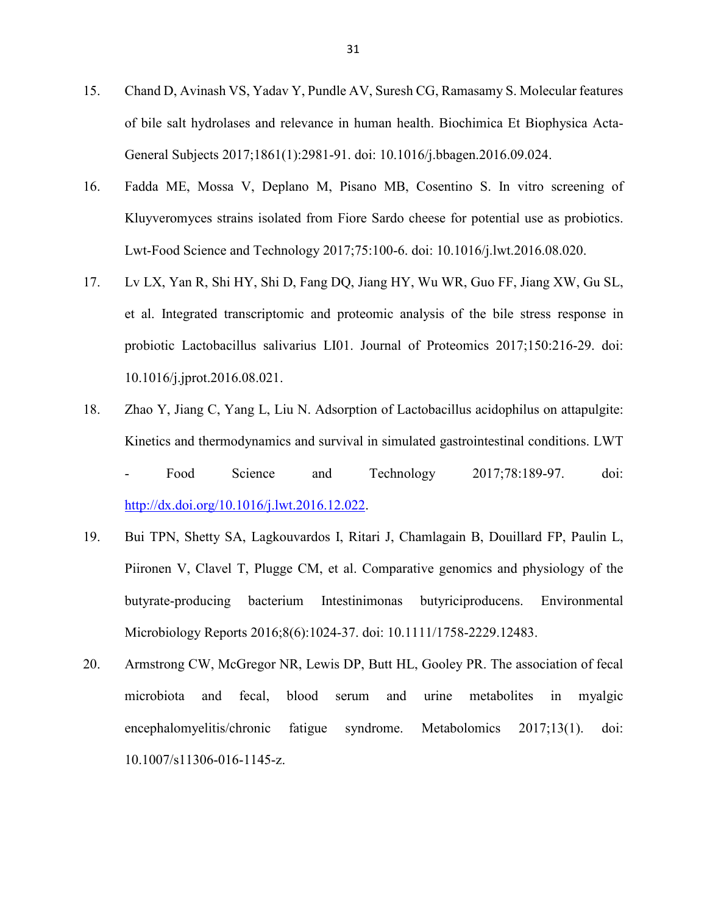15. Chand D, Avinash VS, Yadav Y, Pundle AV, Suresh CG, Ramasamy S. Molecular features of bile salt hydrolases and relevance in human health. Biochimica Et Biophysica Acta-General Subjects 2017;1861(1):2981-91. doi: 10.1016/j.bbagen.2016.09.024.

16. Fadda ME, Mossa V, Deplano M, Pisano MB, Cosentino S. In vitro screening of Kluyveromyces strains isolated from Fiore Sardo cheese for potential use as probiotics. Lwt-Food Science and Technology 2017;75:100-6. doi: 10.1016/j.lwt.2016.08.020.

17. Lv LX, Yan R, Shi HY, Shi D, Fang DQ, Jiang HY, Wu WR, Guo FF, Jiang XW, Gu SL, et al. Integrated transcriptomic and proteomic analysis of the bile stress response in probiotic Lactobacillus salivarius LI01. Journal of Proteomics 2017;150:216-29. doi: 10.1016/j.jprot.2016.08.021.

18. Zhao Y, Jiang C, Yang L, Liu N. Adsorption of Lactobacillus acidophilus on attapulgite: Kinetics and thermodynamics and survival in simulated gastrointestinal conditions. LWT - Food Science and Technology 2017;78:189-97. doi: http://dx.doi.org/10.1016/j.lwt.2016.12.022.

19. Bui TPN, Shetty SA, Lagkouvardos I, Ritari J, Chamlagain B, Douillard FP, Paulin L, Piironen V, Clavel T, Plugge CM, et al. Comparative genomics and physiology of the butyrate-producing bacterium Intestinimonas butyriciproducens. Environmental Microbiology Reports 2016;8(6):1024-37. doi: 10.1111/1758-2229.12483.

20. Armstrong CW, McGregor NR, Lewis DP, Butt HL, Gooley PR. The association of fecal microbiota and fecal, blood serum and urine metabolites in myalgic encephalomyelitis/chronic fatigue syndrome. Metabolomics 2017;13(1). doi: 10.1007/s11306-016-1145-z.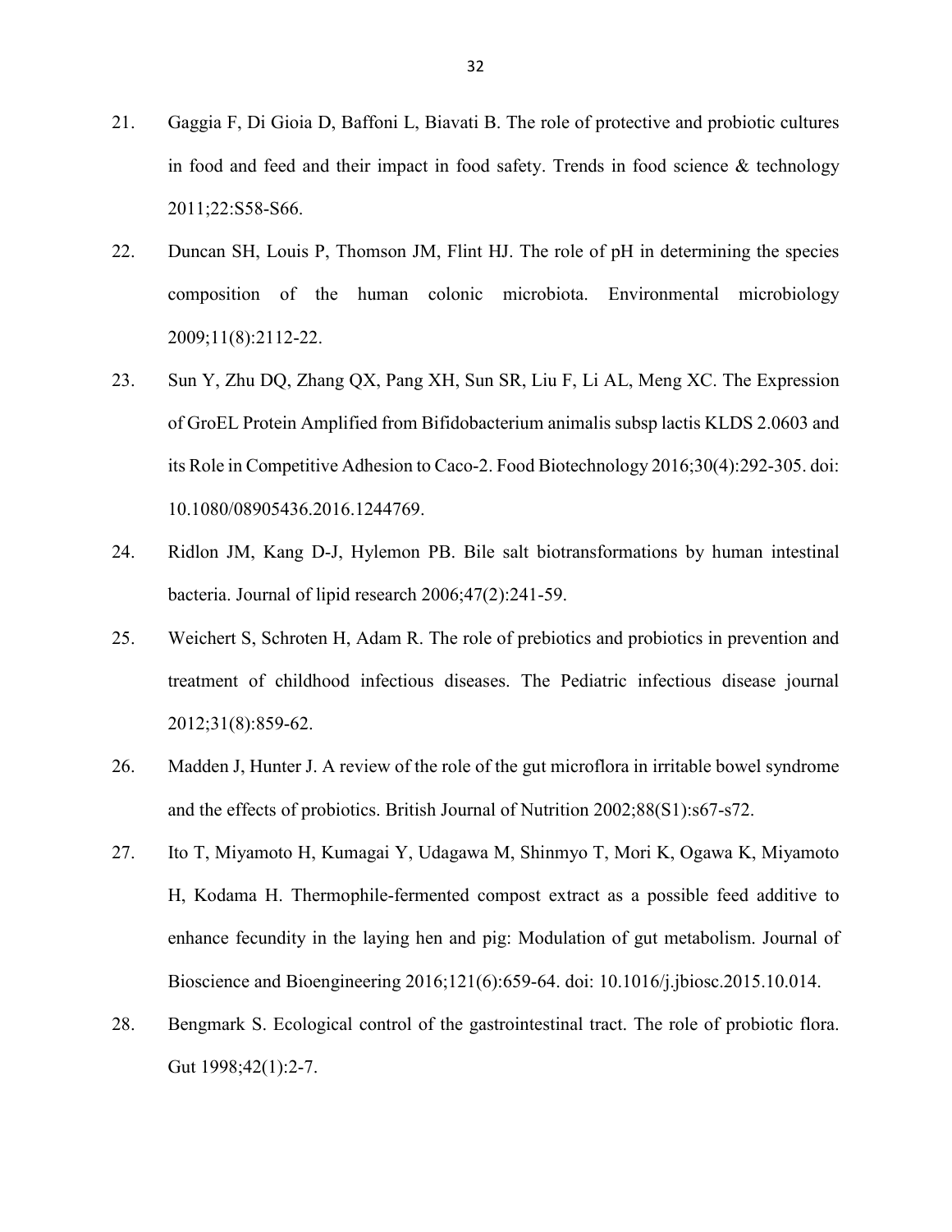21. Gaggia F, Di Gioia D, Baffoni L, Biavati B. The role of protective and probiotic cultures in food and feed and their impact in food safety. Trends in food science & technology 2011;22:S58-S66.

22. Duncan SH, Louis P, Thomson JM, Flint HJ. The role of pH in determining the species composition of the human colonic microbiota. Environmental microbiology 2009;11(8):2112-22.

23. Sun Y, Zhu DQ, Zhang QX, Pang XH, Sun SR, Liu F, Li AL, Meng XC. The Expression of GroEL Protein Amplified from Bifidobacterium animalis subsp lactis KLDS 2.0603 and its Role in Competitive Adhesion to Caco-2. Food Biotechnology 2016;30(4):292-305. doi: 10.1080/08905436.2016.1244769.

24. Ridlon JM, Kang D-J, Hylemon PB. Bile salt biotransformations by human intestinal bacteria. Journal of lipid research 2006;47(2):241-59.

25. Weichert S, Schroten H, Adam R. The role of prebiotics and probiotics in prevention and treatment of childhood infectious diseases. The Pediatric infectious disease journal 2012;31(8):859-62.

26. Madden J, Hunter J. A review of the role of the gut microflora in irritable bowel syndrome and the effects of probiotics. British Journal of Nutrition 2002;88(S1):s67-s72.

27. Ito T, Miyamoto H, Kumagai Y, Udagawa M, Shinmyo T, Mori K, Ogawa K, Miyamoto H, Kodama H. Thermophile-fermented compost extract as a possible feed additive to enhance fecundity in the laying hen and pig: Modulation of gut metabolism. Journal of Bioscience and Bioengineering 2016;121(6):659-64. doi: 10.1016/j.jbiosc.2015.10.014.

28. Bengmark S. Ecological control of the gastrointestinal tract. The role of probiotic flora. Gut 1998;42(1):2-7.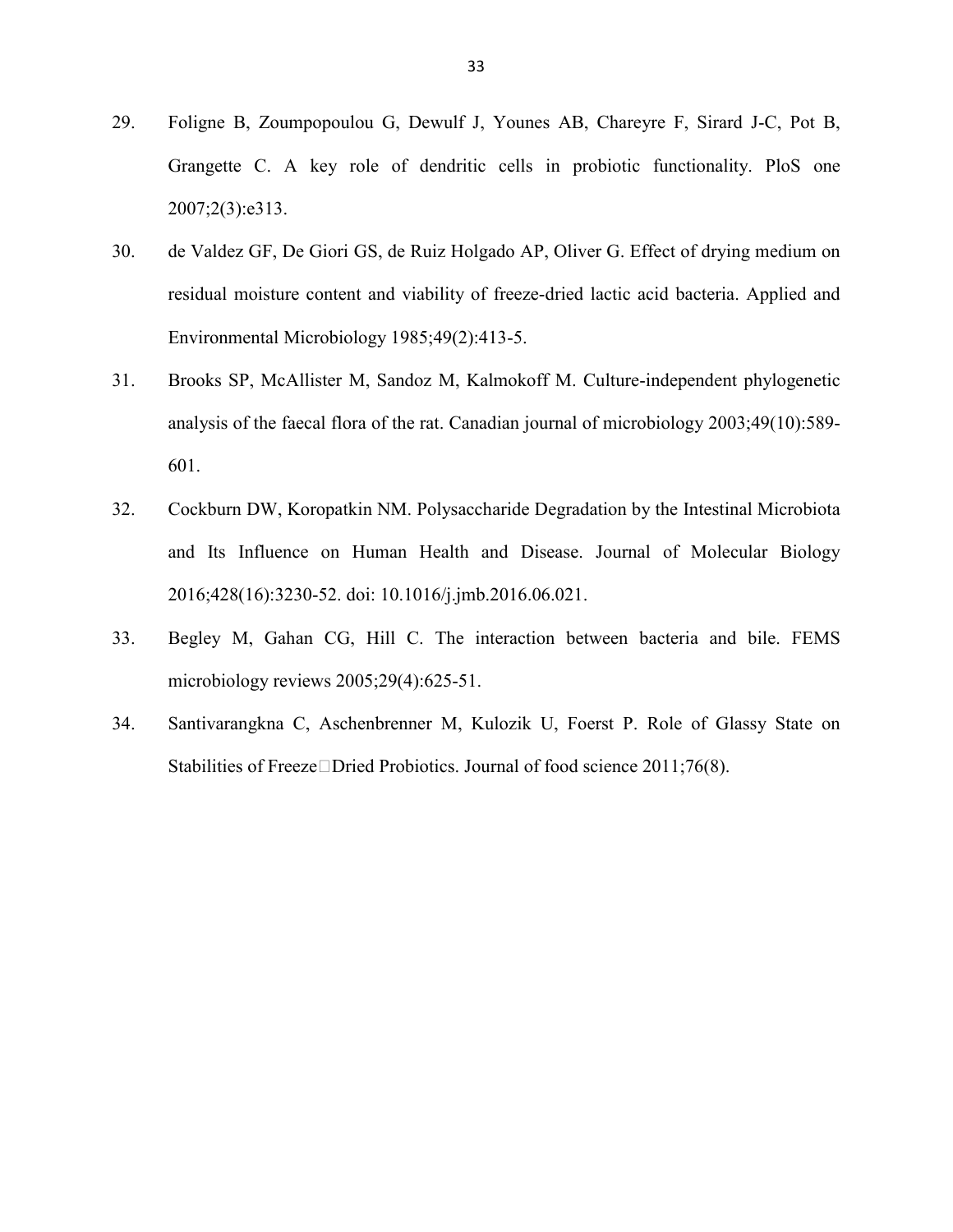29. Foligne B, Zoumpopoulou G, Dewulf J, Younes AB, Chareyre F, Sirard J-C, Pot B, Grangette C. A key role of dendritic cells in probiotic functionality. PloS one 2007;2(3):e313.

30. de Valdez GF, De Giori GS, de Ruiz Holgado AP, Oliver G. Effect of drying medium on residual moisture content and viability of freeze-dried lactic acid bacteria. Applied and Environmental Microbiology 1985;49(2):413-5.

31. Brooks SP, McAllister M, Sandoz M, Kalmokoff M. Culture-independent phylogenetic analysis of the faecal flora of the rat. Canadian journal of microbiology 2003;49(10):589-601.

32. Cockburn DW, Koropatkin NM. Polysaccharide Degradation by the Intestinal Microbiota and Its Influence on Human Health and Disease. Journal of Molecular Biology 2016;428(16):3230-52. doi: 10.1016/j.jmb.2016.06.021.

33. Begley M, Gahan CG, Hill C. The interaction between bacteria and bile. FEMS microbiology reviews 2005;29(4):625-51.

34. Santivarangkna C, Aschenbrenner M, Kulozik U, Foerst P. Role of Glassy State on Stabilities of Freeze□Dried Probiotics. Journal of food science 2011;76(8).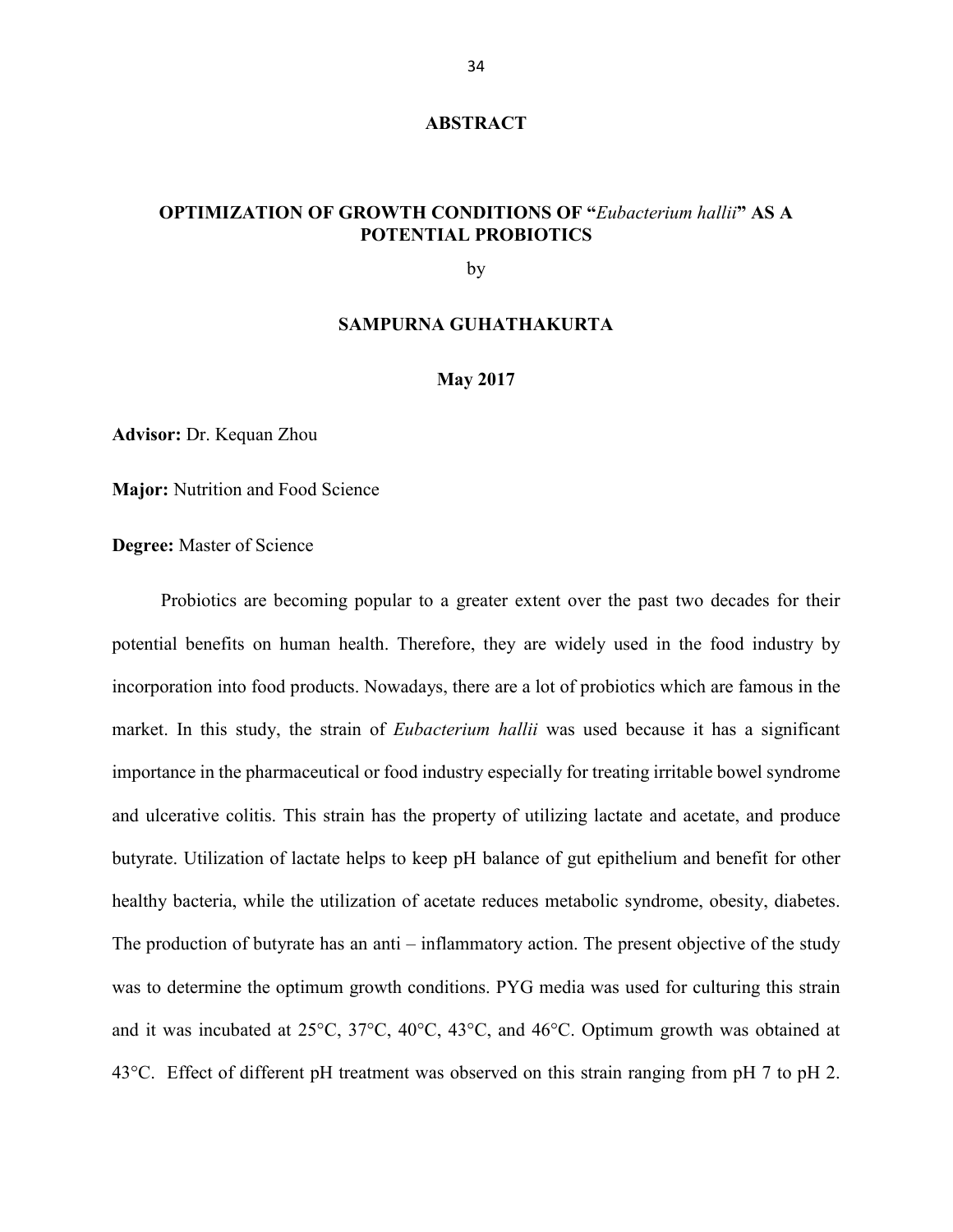# ABSTRACT

## OPTIMIZATION OF GROWTH CONDITIONS OF "*Eubacterium hallii*" AS A POTENTIAL PROBIOTICS

by

**SAMPURNA GUHATHAKURTA**

**May 2017**

**Advisor:** Dr. Kequan Zhou

**Major:** Nutrition and Food Science

**Degree:** Master of Science

Probiotics are becoming popular to a greater extent over the past two decades for their potential benefits on human health. Therefore, they are widely used in the food industry by incorporation into food products. Nowadays, there are a lot of probiotics which are famous in the market. In this study, the strain of *Eubacterium hallii* was used because it has a significant importance in the pharmaceutical or food industry especially for treating irritable bowel syndrome and ulcerative colitis. This strain has the property of utilizing lactate and acetate, and produce butyrate. Utilization of lactate helps to keep pH balance of gut epithelium and benefit for other healthy bacteria, while the utilization of acetate reduces metabolic syndrome, obesity, diabetes. The production of butyrate has an anti – inflammatory action. The present objective of the study was to determine the optimum growth conditions. PYG media was used for culturing this strain and it was incubated at 25°C, 37°C, 40°C, 43°C, and 46°C. Optimum growth was obtained at 43°C. Effect of different pH treatment was observed on this strain ranging from pH 7 to pH 2.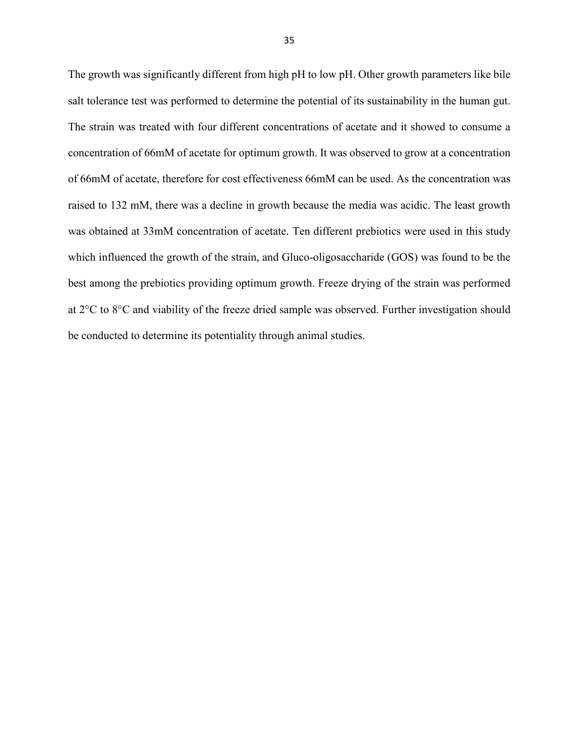The growth was significantly different from high pH to low pH. Other growth parameters like bile salt tolerance test was performed to determine the potential of its sustainability in the human gut. The strain was treated with four different concentrations of acetate and it showed to consume a concentration of 66mM of acetate for optimum growth. It was observed to grow at a concentration of 66mM of acetate, therefore for cost effectiveness 66mM can be used. As the concentration was raised to 132 mM, there was a decline in growth because the media was acidic. The least growth was obtained at 33mM concentration of acetate. Ten different prebiotics were used in this study which influenced the growth of the strain, and Gluco-oligosaccharide (GOS) was found to be the best among the prebiotics providing optimum growth. Freeze drying of the strain was performed at 2°C to 8°C and viability of the freeze dried sample was observed. Further investigation should be conducted to determine its potentiality through animal studies.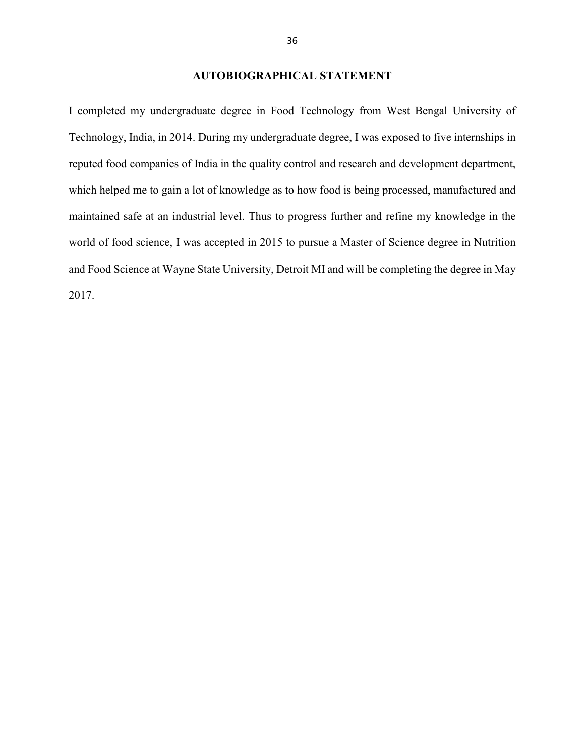## AUTOBIOGRAPHICAL STATEMENT

I completed my undergraduate degree in Food Technology from West Bengal University of Technology, India, in 2014. During my undergraduate degree, I was exposed to five internships in reputed food companies of India in the quality control and research and development department, which helped me to gain a lot of knowledge as to how food is being processed, manufactured and maintained safe at an industrial level. Thus to progress further and refine my knowledge in the world of food science, I was accepted in 2015 to pursue a Master of Science degree in Nutrition and Food Science at Wayne State University, Detroit MI and will be completing the degree in May 2017.